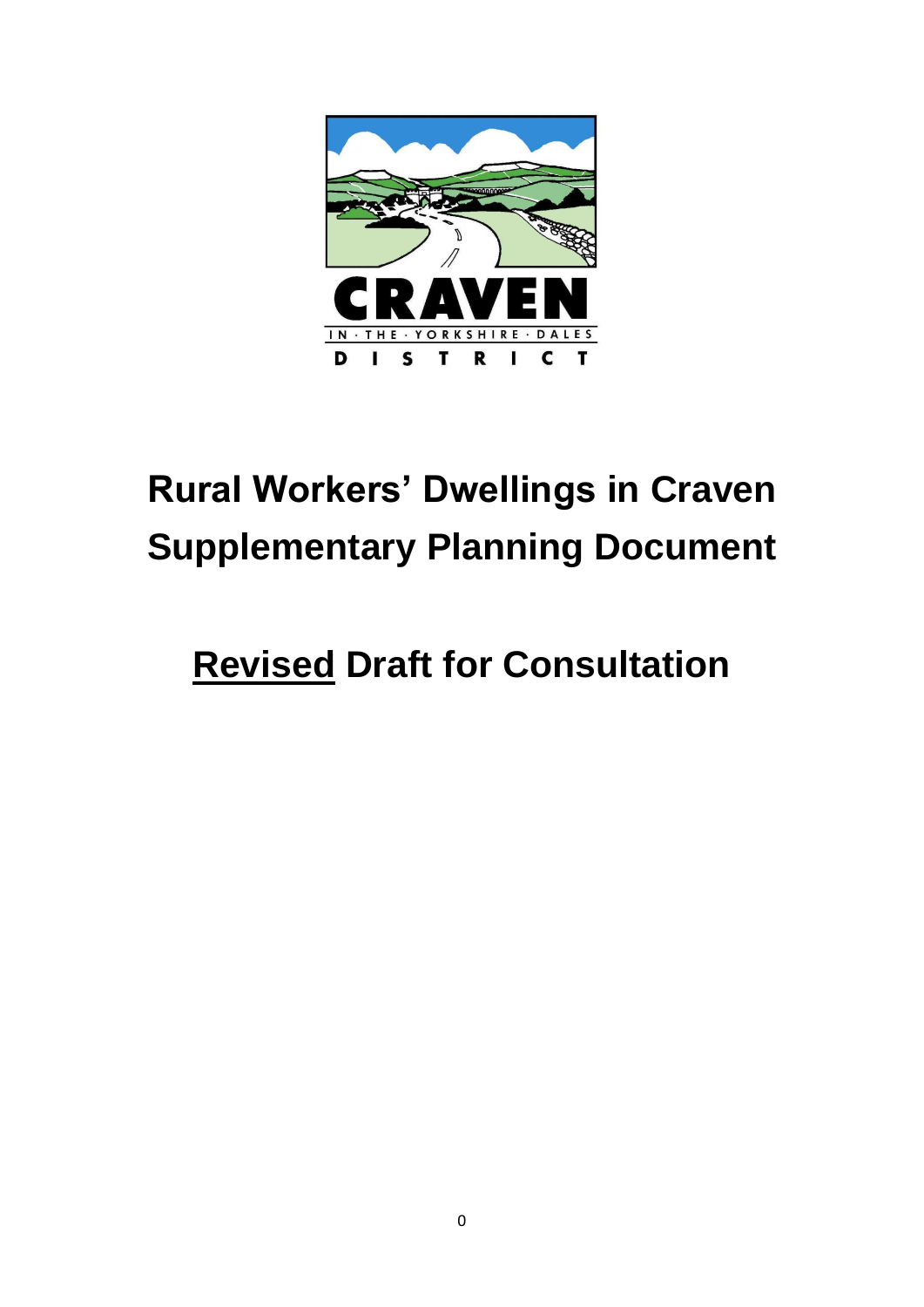CRAVEN

IN · THE · YORKSHIRE · DALES

DISTRICT

# Rural Workers' Dwellings in Craven Supplementary Planning Document

## Revised Draft for Consultation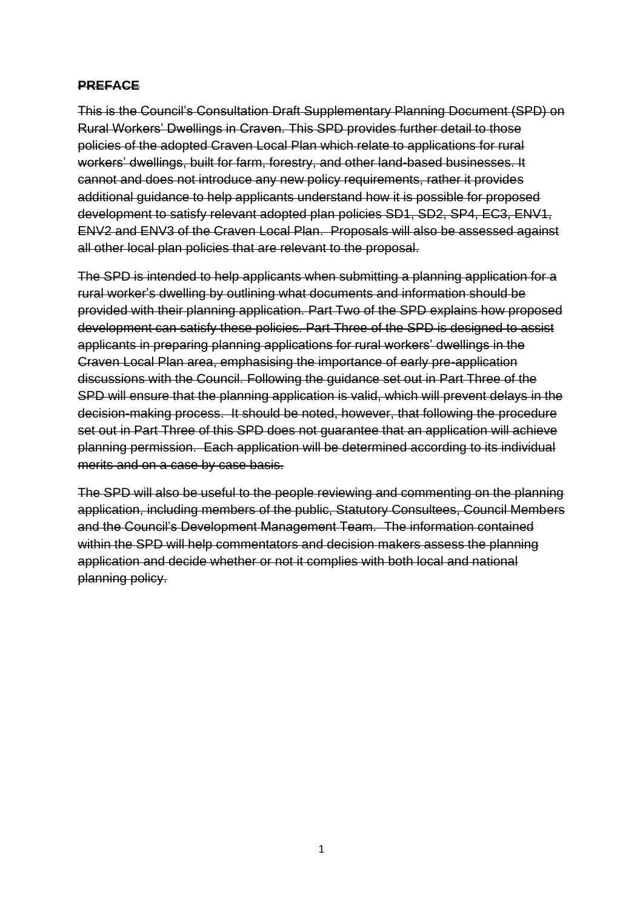## ~~PREFACE~~

~~This is the Council's Consultation Draft Supplementary Planning Document (SPD) on Rural Workers' Dwellings in Craven. This SPD provides further detail to those policies of the adopted Craven Local Plan which relate to applications for rural workers' dwellings, built for farm, forestry, and other land-based businesses. It cannot and does not introduce any new policy requirements, rather it provides additional guidance to help applicants understand how it is possible for proposed development to satisfy relevant adopted plan policies SD1, SD2, SP4, EC3, ENV1, ENV2 and ENV3 of the Craven Local Plan. Proposals will also be assessed against all other local plan policies that are relevant to the proposal.~~

~~The SPD is intended to help applicants when submitting a planning application for a rural worker's dwelling by outlining what documents and information should be provided with their planning application. Part Two of the SPD explains how proposed development can satisfy these policies. Part Three of the SPD is designed to assist applicants in preparing planning applications for rural workers' dwellings in the Craven Local Plan area, emphasising the importance of early pre-application discussions with the Council. Following the guidance set out in Part Three of the SPD will ensure that the planning application is valid, which will prevent delays in the decision-making process. It should be noted, however, that following the procedure set out in Part Three of this SPD does not guarantee that an application will achieve planning permission. Each application will be determined according to its individual merits and on a case by case basis.~~

~~The SPD will also be useful to the people reviewing and commenting on the planning application, including members of the public, Statutory Consultees, Council Members and the Council's Development Management Team. The information contained within the SPD will help commentators and decision makers assess the planning application and decide whether or not it complies with both local and national planning policy.~~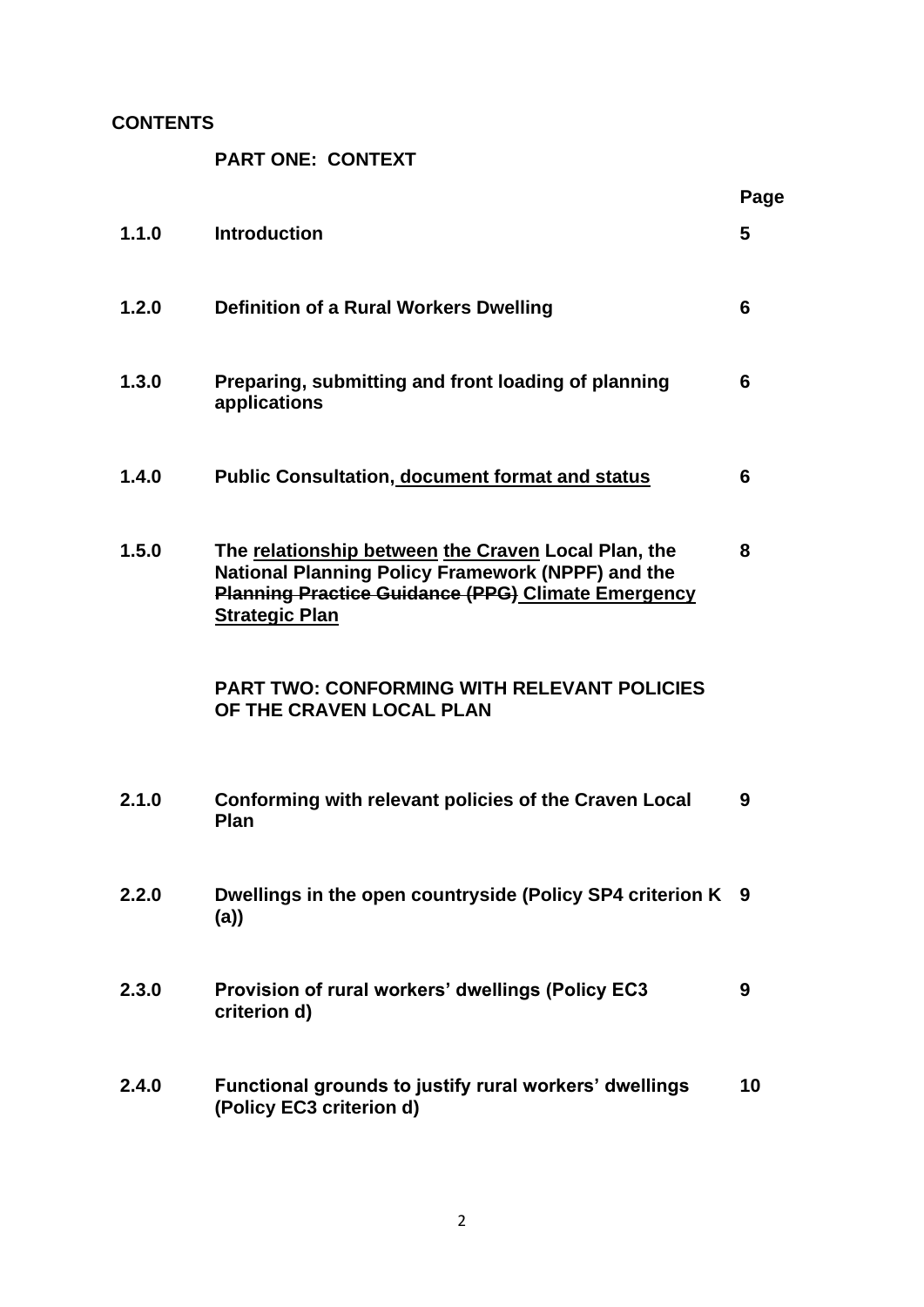**CONTENTS**

**PART ONE: CONTEXT**

| | | Page |
|---|---|---|
| **1.1.0** | **Introduction** | **5** |
| **1.2.0** | **Definition of a Rural Workers Dwelling** | **6** |
| **1.3.0** | **Preparing, submitting and front loading of planning applications** | **6** |
| **1.4.0** | **Public Consultation, <u>document format and status</u>** | **6** |
| **1.5.0** | **The <u>relationship between</u> <u>the Craven</u> Local Plan, the National Planning Policy Framework (NPPF) and the ~~Planning Practice Guidance (PPG)~~ <u>Climate Emergency Strategic Plan</u>** | **8** |

**PART TWO: CONFORMING WITH RELEVANT POLICIES OF THE CRAVEN LOCAL PLAN**

| | | |
|---|---|---|
| **2.1.0** | **Conforming with relevant policies of the Craven Local Plan** | **9** |
| **2.2.0** | **Dwellings in the open countryside (Policy SP4 criterion K (a))** | **9** |
| **2.3.0** | **Provision of rural workers' dwellings (Policy EC3 criterion d)** | **9** |
| **2.4.0** | **Functional grounds to justify rural workers' dwellings (Policy EC3 criterion d)** | **10** |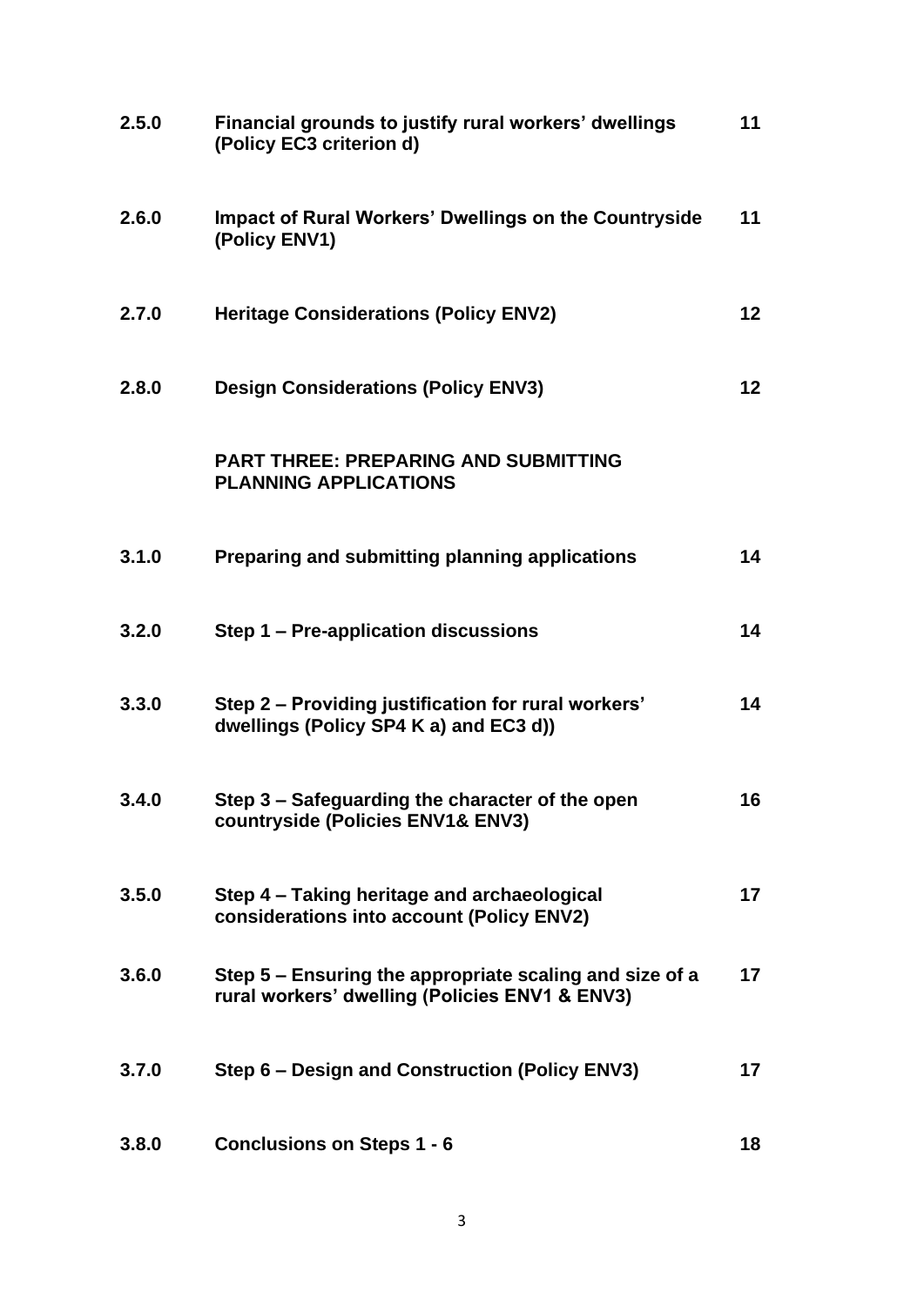| | | |
|---|---|---|
| **2.5.0** | **Financial grounds to justify rural workers' dwellings (Policy EC3 criterion d)** | **11** |
| **2.6.0** | **Impact of Rural Workers' Dwellings on the Countryside (Policy ENV1)** | **11** |
| **2.7.0** | **Heritage Considerations (Policy ENV2)** | **12** |
| **2.8.0** | **Design Considerations (Policy ENV3)** | **12** |
| | **PART THREE: PREPARING AND SUBMITTING PLANNING APPLICATIONS** | |
| **3.1.0** | **Preparing and submitting planning applications** | **14** |
| **3.2.0** | **Step 1 – Pre-application discussions** | **14** |
| **3.3.0** | **Step 2 – Providing justification for rural workers' dwellings (Policy SP4 K a) and EC3 d))** | **14** |
| **3.4.0** | **Step 3 – Safeguarding the character of the open countryside (Policies ENV1& ENV3)** | **16** |
| **3.5.0** | **Step 4 – Taking heritage and archaeological considerations into account (Policy ENV2)** | **17** |
| **3.6.0** | **Step 5 – Ensuring the appropriate scaling and size of a rural workers' dwelling (Policies ENV1 & ENV3)** | **17** |
| **3.7.0** | **Step 6 – Design and Construction (Policy ENV3)** | **17** |
| **3.8.0** | **Conclusions on Steps 1 - 6** | **18** |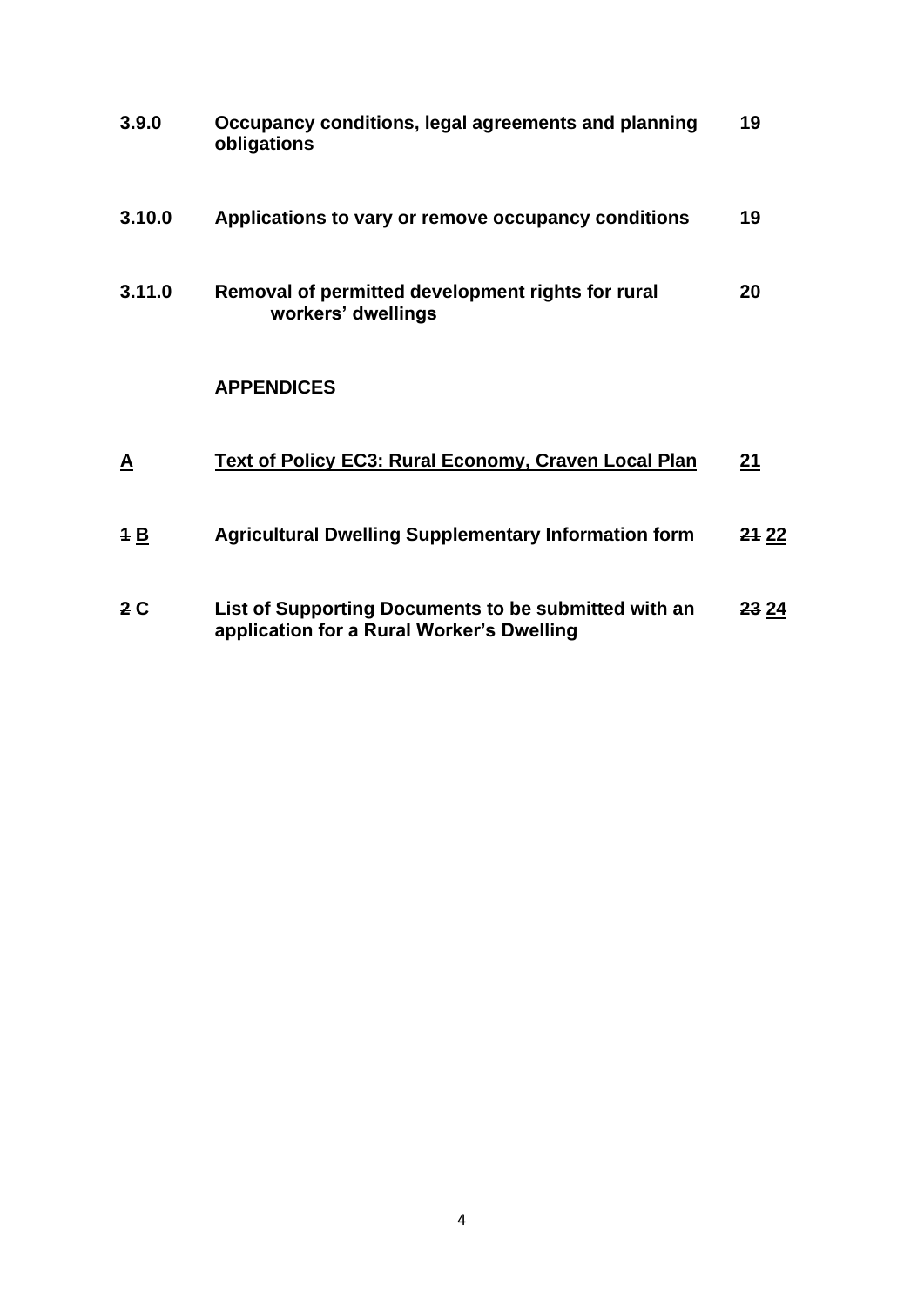| | | |
|---|---|---|
| **3.9.0** | **Occupancy conditions, legal agreements and planning obligations** | **19** |
| **3.10.0** | **Applications to vary or remove occupancy conditions** | **19** |
| **3.11.0** | **Removal of permitted development rights for rural workers' dwellings** | **20** |

**APPENDICES**

| | | |
|---|---|---|
| **<u>A</u>** | **<u>Text of Policy EC3: Rural Economy, Craven Local Plan</u>** | **<u>21</u>** |
| **~~1~~ <u>B</u>** | **Agricultural Dwelling Supplementary Information form** | **~~21~~ <u>22</u>** |
| **~~2~~ C** | **List of Supporting Documents to be submitted with an application for a Rural Worker's Dwelling** | **~~23~~ <u>24</u>** |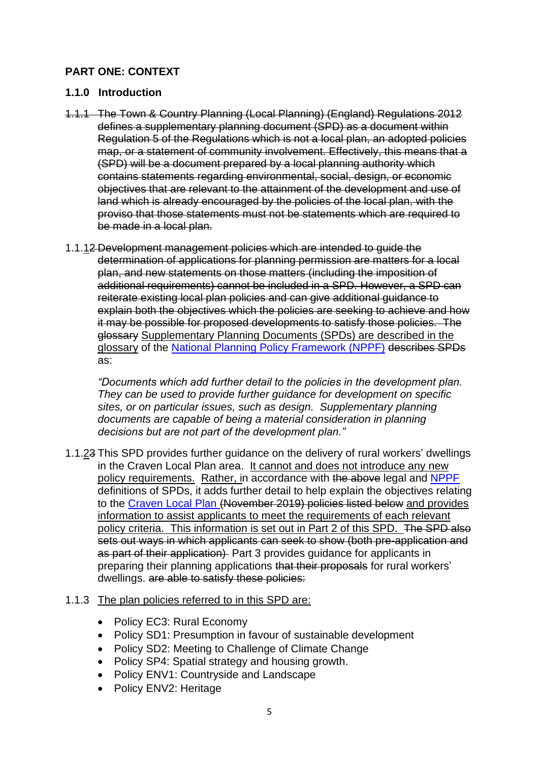## PART ONE: CONTEXT

### 1.1.0 Introduction

~~1.1.1 The Town & Country Planning (Local Planning) (England) Regulations 2012 defines a supplementary planning document (SPD) as a document within Regulation 5 of the Regulations which is not a local plan, an adopted policies map, or a statement of community involvement. Effectively, this means that a (SPD) will be a document prepared by a local planning authority which contains statements regarding environmental, social, design, or economic objectives that are relevant to the attainment of the development and use of land which is already encouraged by the policies of the local plan, with the proviso that those statements must not be statements which are required to be made in a local plan.~~

1.1.<u>1</u>~~2~~ ~~Development management policies which are intended to guide the determination of applications for planning permission are matters for a local plan, and new statements on those matters (including the imposition of additional requirements) cannot be included in a SPD. However, a SPD can reiterate existing local plan policies and can give additional guidance to explain both the objectives which the policies are seeking to achieve and how it may be possible for proposed developments to satisfy those policies. The glossary~~ <u>Supplementary Planning Documents (SPDs) are described in the glossary</u> of the National Planning Policy Framework (NPPF) ~~describes SPDs~~ as:

> *"Documents which add further detail to the policies in the development plan. They can be used to provide further guidance for development on specific sites, or on particular issues, such as design. Supplementary planning documents are capable of being a material consideration in planning decisions but are not part of the development plan."*

1.1.<u>2</u>~~3~~ This SPD provides further guidance on the delivery of rural workers' dwellings in the Craven Local Plan area. <u>It cannot and does not introduce any new policy requirements.</u> <u>Rather, i</u>n accordance with ~~the above~~ legal and NPPF definitions of SPDs, it adds further detail to help explain the objectives relating to the Craven Local Plan ~~(November 2019) policies listed below~~ <u>and provides information to assist applicants to meet the requirements of each relevant policy criteria. This information is set out in Part 2 of this SPD.</u> ~~The SPD also sets out ways in which applicants can seek to show (both pre-application and as part of their application)~~ Part 3 provides guidance for applicants in preparing their planning applications ~~that their proposals~~ for rural workers' dwellings. ~~are able to satisfy these policies:~~

1.1.3 <u>The plan policies referred to in this SPD are:</u>

- Policy EC3: Rural Economy
- Policy SD1: Presumption in favour of sustainable development
- Policy SD2: Meeting to Challenge of Climate Change
- Policy SP4: Spatial strategy and housing growth.
- Policy ENV1: Countryside and Landscape
- Policy ENV2: Heritage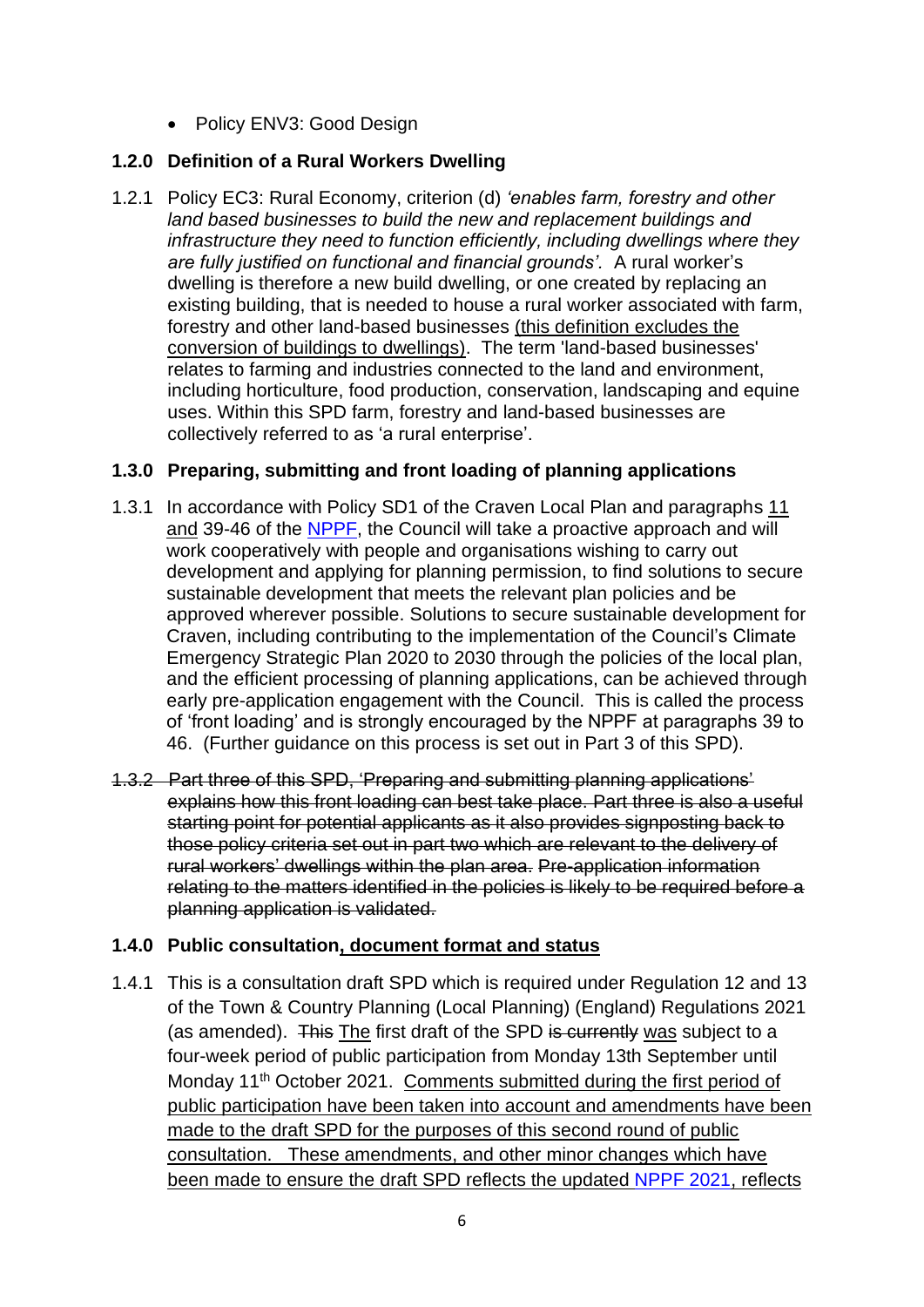- Policy ENV3: Good Design

### 1.2.0 Definition of a Rural Workers Dwelling

1.2.1 Policy EC3: Rural Economy, criterion (d) *'enables farm, forestry and other land based businesses to build the new and replacement buildings and infrastructure they need to function efficiently, including dwellings where they are fully justified on functional and financial grounds'.* A rural worker's dwelling is therefore a new build dwelling, or one created by replacing an existing building, that is needed to house a rural worker associated with farm, forestry and other land-based businesses <u>(this definition excludes the conversion of buildings to dwellings)</u>. The term 'land-based businesses' relates to farming and industries connected to the land and environment, including horticulture, food production, conservation, landscaping and equine uses. Within this SPD farm, forestry and land-based businesses are collectively referred to as 'a rural enterprise'.

### 1.3.0 Preparing, submitting and front loading of planning applications

1.3.1 In accordance with Policy SD1 of the Craven Local Plan and paragraphs <u>11 and</u> 39-46 of the NPPF, the Council will take a proactive approach and will work cooperatively with people and organisations wishing to carry out development and applying for planning permission, to find solutions to secure sustainable development that meets the relevant plan policies and be approved wherever possible. Solutions to secure sustainable development for Craven, including contributing to the implementation of the Council's Climate Emergency Strategic Plan 2020 to 2030 through the policies of the local plan, and the efficient processing of planning applications, can be achieved through early pre-application engagement with the Council. This is called the process of 'front loading' and is strongly encouraged by the NPPF at paragraphs 39 to 46. (Further guidance on this process is set out in Part 3 of this SPD).

~~1.3.2 Part three of this SPD, 'Preparing and submitting planning applications' explains how this front loading can best take place. Part three is also a useful starting point for potential applicants as it also provides signposting back to those policy criteria set out in part two which are relevant to the delivery of rural workers' dwellings within the plan area. Pre-application information relating to the matters identified in the policies is likely to be required before a planning application is validated.~~

### 1.4.0 Public consultation<u>, document format and status</u>

1.4.1 This is a consultation draft SPD which is required under Regulation 12 and 13 of the Town & Country Planning (Local Planning) (England) Regulations 2021 (as amended). ~~This~~ <u>The</u> first draft of the SPD ~~is currently~~ <u>was</u> subject to a four-week period of public participation from Monday 13th September until Monday 11th October 2021. <u>Comments submitted during the first period of public participation have been taken into account and amendments have been made to the draft SPD for the purposes of this second round of public consultation. These amendments, and other minor changes which have been made to ensure the draft SPD reflects the updated NPPF 2021, reflects</u>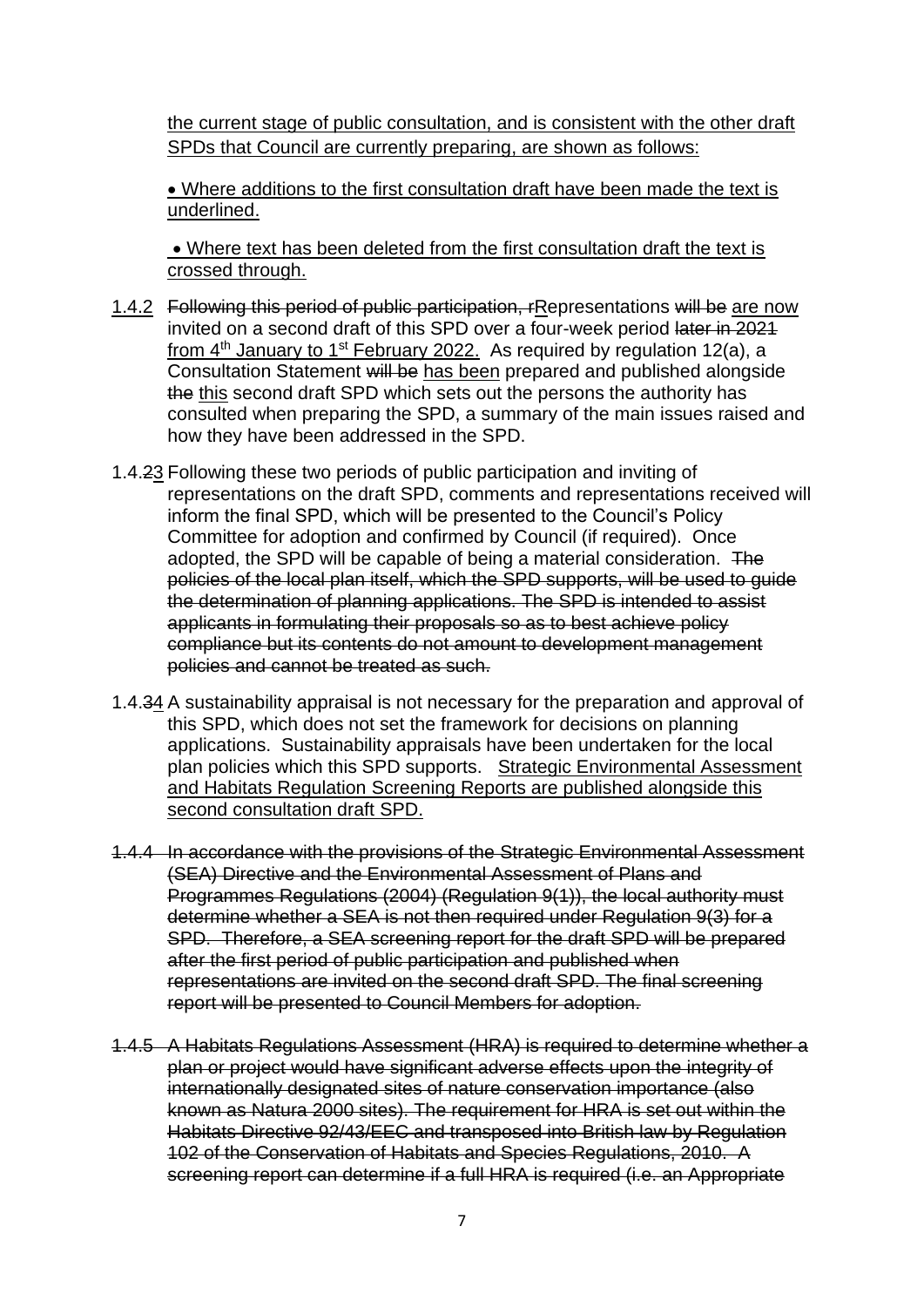<u>the current stage of public consultation, and is consistent with the other draft SPDs that Council are currently preparing, are shown as follows:</u>

- <u>Where additions to the first consultation draft have been made the text is underlined.</u>
- <u>Where text has been deleted from the first consultation draft the text is crossed through.</u>

<u>1.4.2</u> ~~Following this period of public participation, r~~<u>R</u>epresentations ~~will be~~ <u>are now</u> invited on a second draft of this SPD over a four-week period ~~later in 2021~~ <u>from 4th January to 1st February 2022.</u> As required by regulation 12(a), a Consultation Statement ~~will be~~ <u>has been</u> prepared and published alongside ~~the~~ <u>this</u> second draft SPD which sets out the persons the authority has consulted when preparing the SPD, a summary of the main issues raised and how they have been addressed in the SPD.

1.4.~~2~~<u>3</u> Following these two periods of public participation and inviting of representations on the draft SPD, comments and representations received will inform the final SPD, which will be presented to the Council's Policy Committee for adoption and confirmed by Council (if required). Once adopted, the SPD will be capable of being a material consideration. ~~The policies of the local plan itself, which the SPD supports, will be used to guide the determination of planning applications. The SPD is intended to assist applicants in formulating their proposals so as to best achieve policy compliance but its contents do not amount to development management policies and cannot be treated as such.~~

1.4.~~3~~<u>4</u> A sustainability appraisal is not necessary for the preparation and approval of this SPD, which does not set the framework for decisions on planning applications. Sustainability appraisals have been undertaken for the local plan policies which this SPD supports. <u>Strategic Environmental Assessment and Habitats Regulation Screening Reports are published alongside this second consultation draft SPD.</u>

~~1.4.4 In accordance with the provisions of the Strategic Environmental Assessment (SEA) Directive and the Environmental Assessment of Plans and Programmes Regulations (2004) (Regulation 9(1)), the local authority must determine whether a SEA is not then required under Regulation 9(3) for a SPD. Therefore, a SEA screening report for the draft SPD will be prepared after the first period of public participation and published when representations are invited on the second draft SPD. The final screening report will be presented to Council Members for adoption.~~

~~1.4.5 A Habitats Regulations Assessment (HRA) is required to determine whether a plan or project would have significant adverse effects upon the integrity of internationally designated sites of nature conservation importance (also known as Natura 2000 sites). The requirement for HRA is set out within the Habitats Directive 92/43/EEC and transposed into British law by Regulation 102 of the Conservation of Habitats and Species Regulations, 2010. A screening report can determine if a full HRA is required (i.e. an Appropriate~~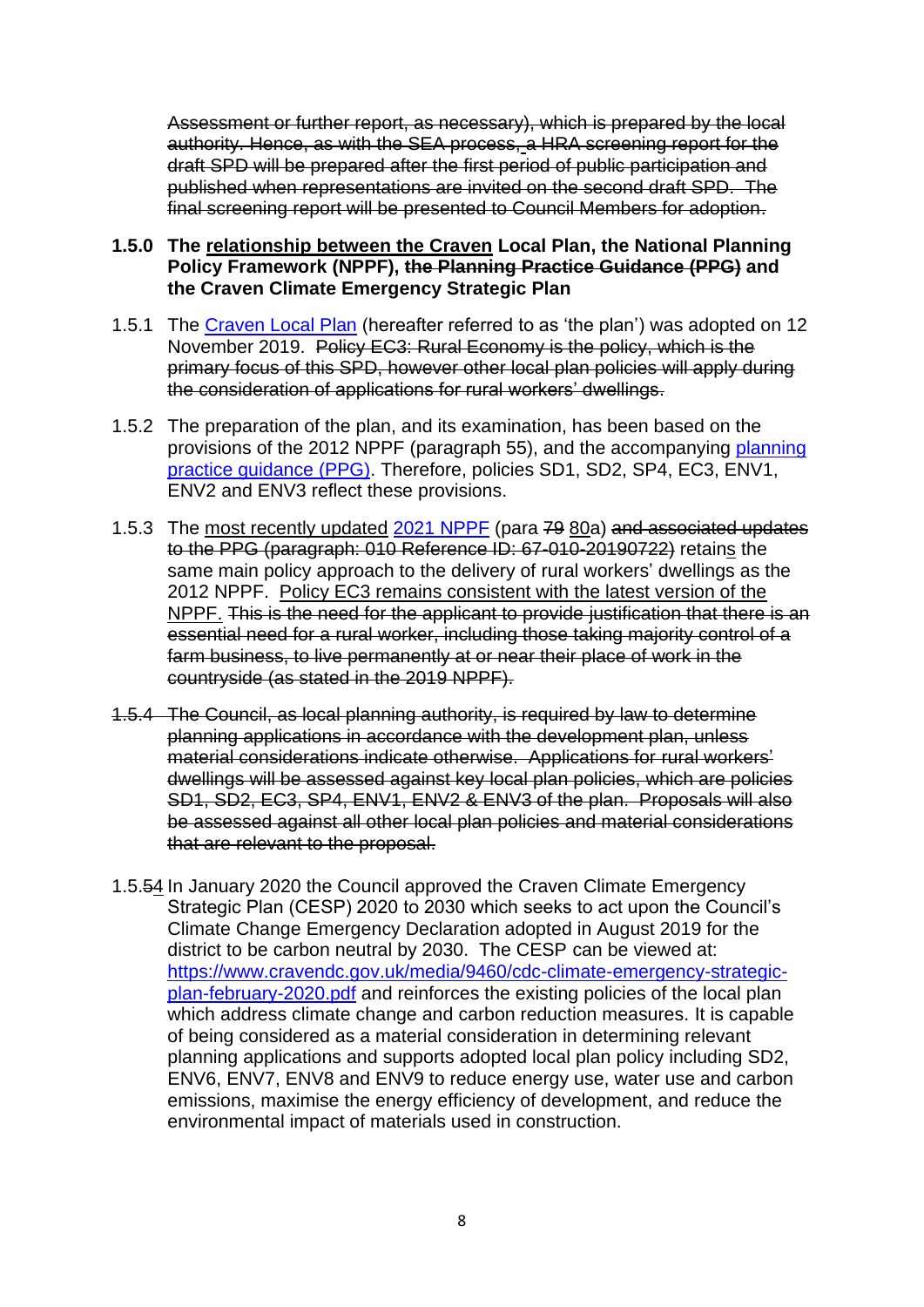~~Assessment or further report, as necessary), which is prepared by the local authority. Hence, as with the SEA process, a HRA screening report for the draft SPD will be prepared after the first period of public participation and published when representations are invited on the second draft SPD. The final screening report will be presented to Council Members for adoption.~~

**1.5.0 The <u>relationship between the Craven</u> Local Plan, the National Planning Policy Framework (NPPF), ~~the Planning Practice Guidance (PPG)~~ and the Craven Climate Emergency Strategic Plan**

1.5.1 The Craven Local Plan (hereafter referred to as 'the plan') was adopted on 12 November 2019. ~~Policy EC3: Rural Economy is the policy, which is the primary focus of this SPD, however other local plan policies will apply during the consideration of applications for rural workers' dwellings.~~

1.5.2 The preparation of the plan, and its examination, has been based on the provisions of the 2012 NPPF (paragraph 55), and the accompanying planning practice guidance (PPG). Therefore, policies SD1, SD2, SP4, EC3, ENV1, ENV2 and ENV3 reflect these provisions.

1.5.3 The <u>most recently updated</u> 2021 NPPF (para ~~79~~ <u>80</u>a) ~~and associated updates to the PPG (paragraph: 010 Reference ID: 67-010-20190722)~~ retain<u>s</u> the same main policy approach to the delivery of rural workers' dwellings as the 2012 NPPF. <u>Policy EC3 remains consistent with the latest version of the NPPF.</u> ~~This is the need for the applicant to provide justification that there is an essential need for a rural worker, including those taking majority control of a farm business, to live permanently at or near their place of work in the countryside (as stated in the 2019 NPPF).~~

~~1.5.4 The Council, as local planning authority, is required by law to determine planning applications in accordance with the development plan, unless material considerations indicate otherwise. Applications for rural workers' dwellings will be assessed against key local plan policies, which are policies SD1, SD2, EC3, SP4, ENV1, ENV2 & ENV3 of the plan. Proposals will also be assessed against all other local plan policies and material considerations that are relevant to the proposal.~~

1.5.~~5~~<u>4</u> In January 2020 the Council approved the Craven Climate Emergency Strategic Plan (CESP) 2020 to 2030 which seeks to act upon the Council's Climate Change Emergency Declaration adopted in August 2019 for the district to be carbon neutral by 2030. The CESP can be viewed at: https://www.cravendc.gov.uk/media/9460/cdc-climate-emergency-strategic-plan-february-2020.pdf and reinforces the existing policies of the local plan which address climate change and carbon reduction measures. It is capable of being considered as a material consideration in determining relevant planning applications and supports adopted local plan policy including SD2, ENV6, ENV7, ENV8 and ENV9 to reduce energy use, water use and carbon emissions, maximise the energy efficiency of development, and reduce the environmental impact of materials used in construction.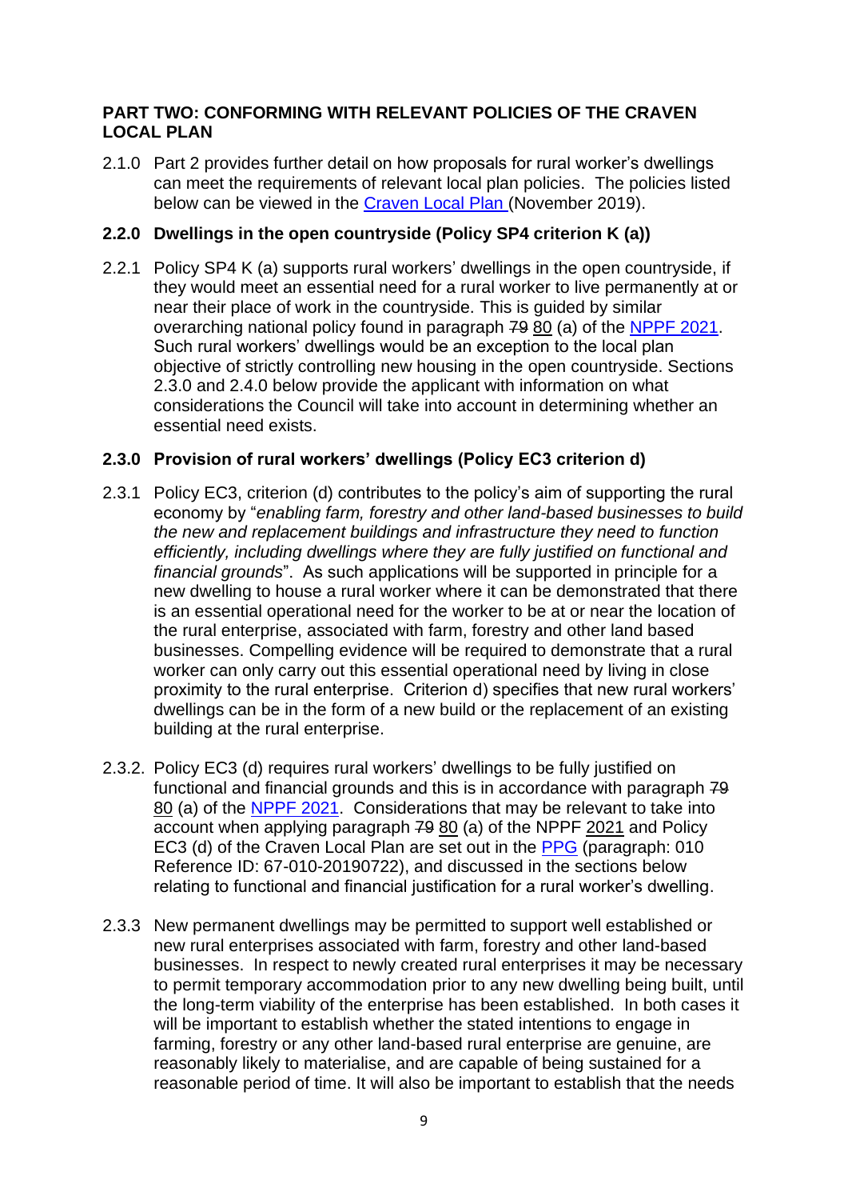## PART TWO: CONFORMING WITH RELEVANT POLICIES OF THE CRAVEN LOCAL PLAN

2.1.0 Part 2 provides further detail on how proposals for rural worker's dwellings can meet the requirements of relevant local plan policies. The policies listed below can be viewed in the [Craven Local Plan](#) (November 2019).

### 2.2.0 Dwellings in the open countryside (Policy SP4 criterion K (a))

2.2.1 Policy SP4 K (a) supports rural workers' dwellings in the open countryside, if they would meet an essential need for a rural worker to live permanently at or near their place of work in the countryside. This is guided by similar overarching national policy found in paragraph ~~79~~ 80 (a) of the [NPPF 2021](#). Such rural workers' dwellings would be an exception to the local plan objective of strictly controlling new housing in the open countryside. Sections 2.3.0 and 2.4.0 below provide the applicant with information on what considerations the Council will take into account in determining whether an essential need exists.

### 2.3.0 Provision of rural workers' dwellings (Policy EC3 criterion d)

2.3.1 Policy EC3, criterion (d) contributes to the policy's aim of supporting the rural economy by "*enabling farm, forestry and other land-based businesses to build the new and replacement buildings and infrastructure they need to function efficiently, including dwellings where they are fully justified on functional and financial grounds*". As such applications will be supported in principle for a new dwelling to house a rural worker where it can be demonstrated that there is an essential operational need for the worker to be at or near the location of the rural enterprise, associated with farm, forestry and other land based businesses. Compelling evidence will be required to demonstrate that a rural worker can only carry out this essential operational need by living in close proximity to the rural enterprise. Criterion d) specifies that new rural workers' dwellings can be in the form of a new build or the replacement of an existing building at the rural enterprise.

2.3.2. Policy EC3 (d) requires rural workers' dwellings to be fully justified on functional and financial grounds and this is in accordance with paragraph ~~79~~ 80 (a) of the [NPPF 2021](#). Considerations that may be relevant to take into account when applying paragraph ~~79~~ 80 (a) of the NPPF 2021 and Policy EC3 (d) of the Craven Local Plan are set out in the [PPG](#) (paragraph: 010 Reference ID: 67-010-20190722), and discussed in the sections below relating to functional and financial justification for a rural worker's dwelling.

2.3.3 New permanent dwellings may be permitted to support well established or new rural enterprises associated with farm, forestry and other land-based businesses. In respect to newly created rural enterprises it may be necessary to permit temporary accommodation prior to any new dwelling being built, until the long-term viability of the enterprise has been established. In both cases it will be important to establish whether the stated intentions to engage in farming, forestry or any other land-based rural enterprise are genuine, are reasonably likely to materialise, and are capable of being sustained for a reasonable period of time. It will also be important to establish that the needs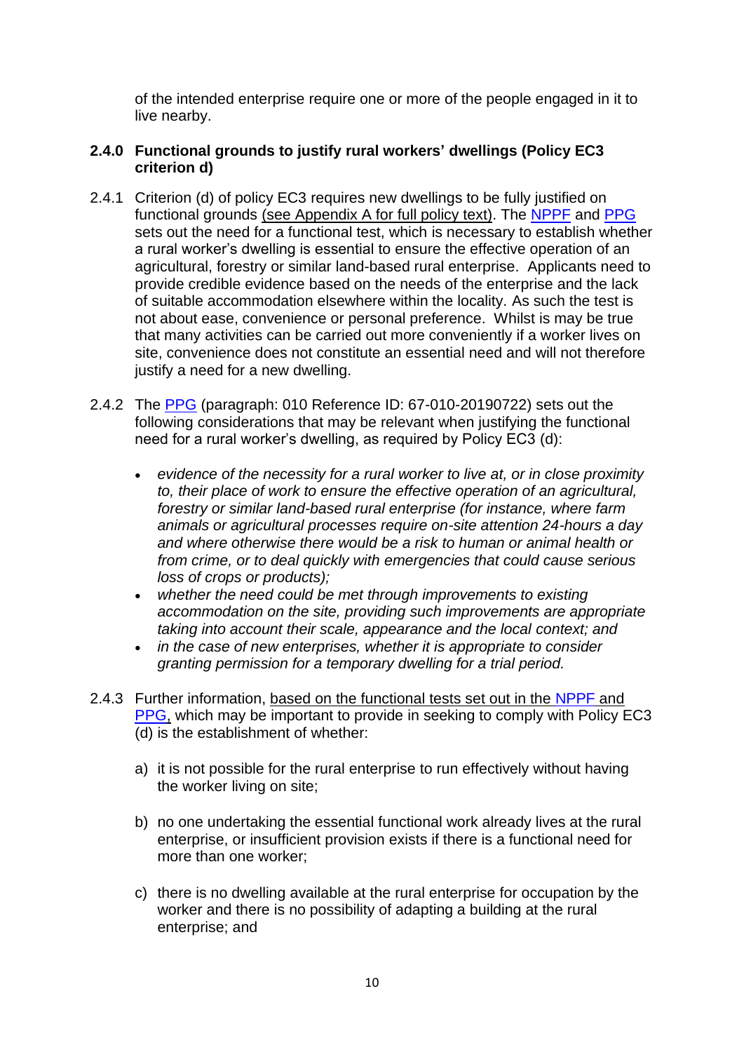of the intended enterprise require one or more of the people engaged in it to live nearby.

### 2.4.0 Functional grounds to justify rural workers' dwellings (Policy EC3 criterion d)

2.4.1 Criterion (d) of policy EC3 requires new dwellings to be fully justified on functional grounds (see Appendix A for full policy text). The NPPF and PPG sets out the need for a functional test, which is necessary to establish whether a rural worker's dwelling is essential to ensure the effective operation of an agricultural, forestry or similar land-based rural enterprise. Applicants need to provide credible evidence based on the needs of the enterprise and the lack of suitable accommodation elsewhere within the locality. As such the test is not about ease, convenience or personal preference. Whilst is may be true that many activities can be carried out more conveniently if a worker lives on site, convenience does not constitute an essential need and will not therefore justify a need for a new dwelling.

2.4.2 The PPG (paragraph: 010 Reference ID: 67-010-20190722) sets out the following considerations that may be relevant when justifying the functional need for a rural worker's dwelling, as required by Policy EC3 (d):

- *evidence of the necessity for a rural worker to live at, or in close proximity to, their place of work to ensure the effective operation of an agricultural, forestry or similar land-based rural enterprise (for instance, where farm animals or agricultural processes require on-site attention 24-hours a day and where otherwise there would be a risk to human or animal health or from crime, or to deal quickly with emergencies that could cause serious loss of crops or products);*
- *whether the need could be met through improvements to existing accommodation on the site, providing such improvements are appropriate taking into account their scale, appearance and the local context; and*
- *in the case of new enterprises, whether it is appropriate to consider granting permission for a temporary dwelling for a trial period.*

2.4.3 Further information, based on the functional tests set out in the NPPF and PPG, which may be important to provide in seeking to comply with Policy EC3 (d) is the establishment of whether:

a) it is not possible for the rural enterprise to run effectively without having the worker living on site;

b) no one undertaking the essential functional work already lives at the rural enterprise, or insufficient provision exists if there is a functional need for more than one worker;

c) there is no dwelling available at the rural enterprise for occupation by the worker and there is no possibility of adapting a building at the rural enterprise; and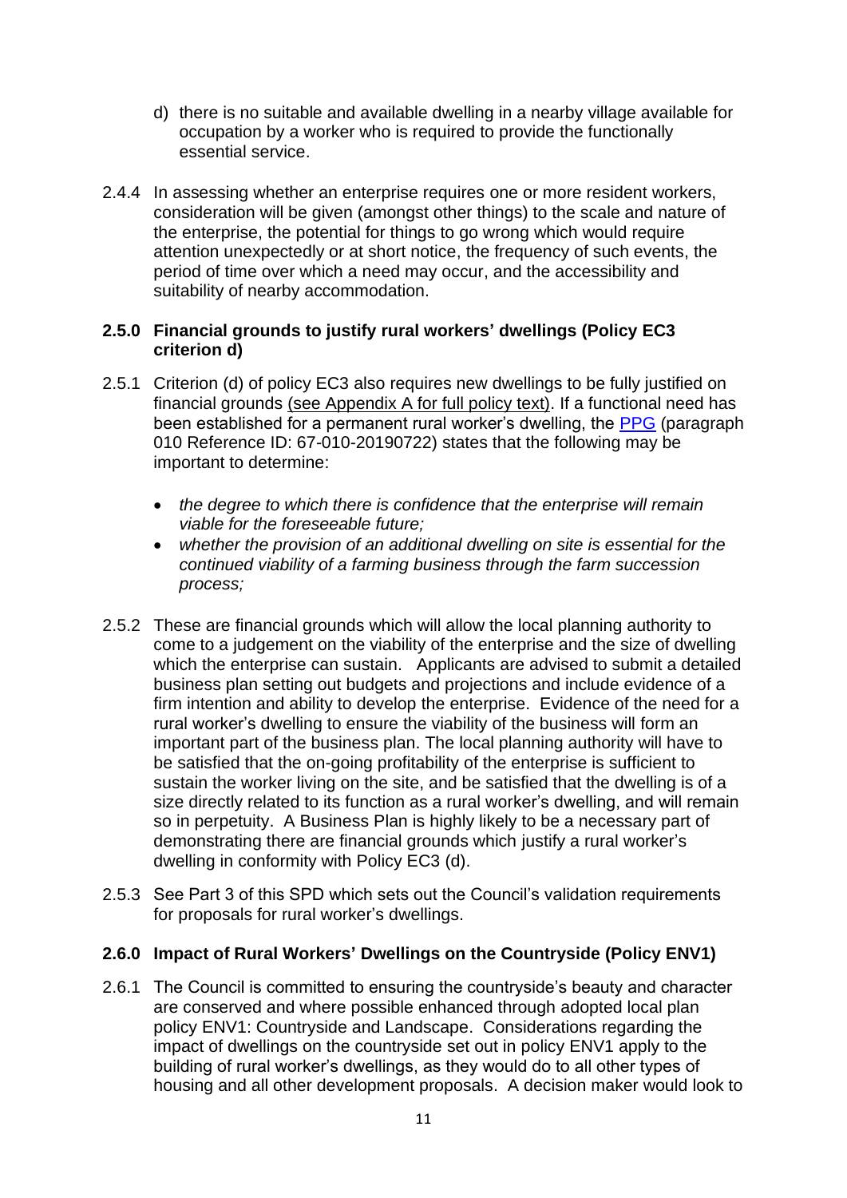d) there is no suitable and available dwelling in a nearby village available for occupation by a worker who is required to provide the functionally essential service.

2.4.4 In assessing whether an enterprise requires one or more resident workers, consideration will be given (amongst other things) to the scale and nature of the enterprise, the potential for things to go wrong which would require attention unexpectedly or at short notice, the frequency of such events, the period of time over which a need may occur, and the accessibility and suitability of nearby accommodation.

### 2.5.0 Financial grounds to justify rural workers' dwellings (Policy EC3 criterion d)

2.5.1 Criterion (d) of policy EC3 also requires new dwellings to be fully justified on financial grounds (see Appendix A for full policy text). If a functional need has been established for a permanent rural worker's dwelling, the PPG (paragraph 010 Reference ID: 67-010-20190722) states that the following may be important to determine:

- *the degree to which there is confidence that the enterprise will remain viable for the foreseeable future;*
- *whether the provision of an additional dwelling on site is essential for the continued viability of a farming business through the farm succession process;*

2.5.2 These are financial grounds which will allow the local planning authority to come to a judgement on the viability of the enterprise and the size of dwelling which the enterprise can sustain. Applicants are advised to submit a detailed business plan setting out budgets and projections and include evidence of a firm intention and ability to develop the enterprise. Evidence of the need for a rural worker's dwelling to ensure the viability of the business will form an important part of the business plan. The local planning authority will have to be satisfied that the on-going profitability of the enterprise is sufficient to sustain the worker living on the site, and be satisfied that the dwelling is of a size directly related to its function as a rural worker's dwelling, and will remain so in perpetuity. A Business Plan is highly likely to be a necessary part of demonstrating there are financial grounds which justify a rural worker's dwelling in conformity with Policy EC3 (d).

2.5.3 See Part 3 of this SPD which sets out the Council's validation requirements for proposals for rural worker's dwellings.

### 2.6.0 Impact of Rural Workers' Dwellings on the Countryside (Policy ENV1)

2.6.1 The Council is committed to ensuring the countryside's beauty and character are conserved and where possible enhanced through adopted local plan policy ENV1: Countryside and Landscape. Considerations regarding the impact of dwellings on the countryside set out in policy ENV1 apply to the building of rural worker's dwellings, as they would do to all other types of housing and all other development proposals. A decision maker would look to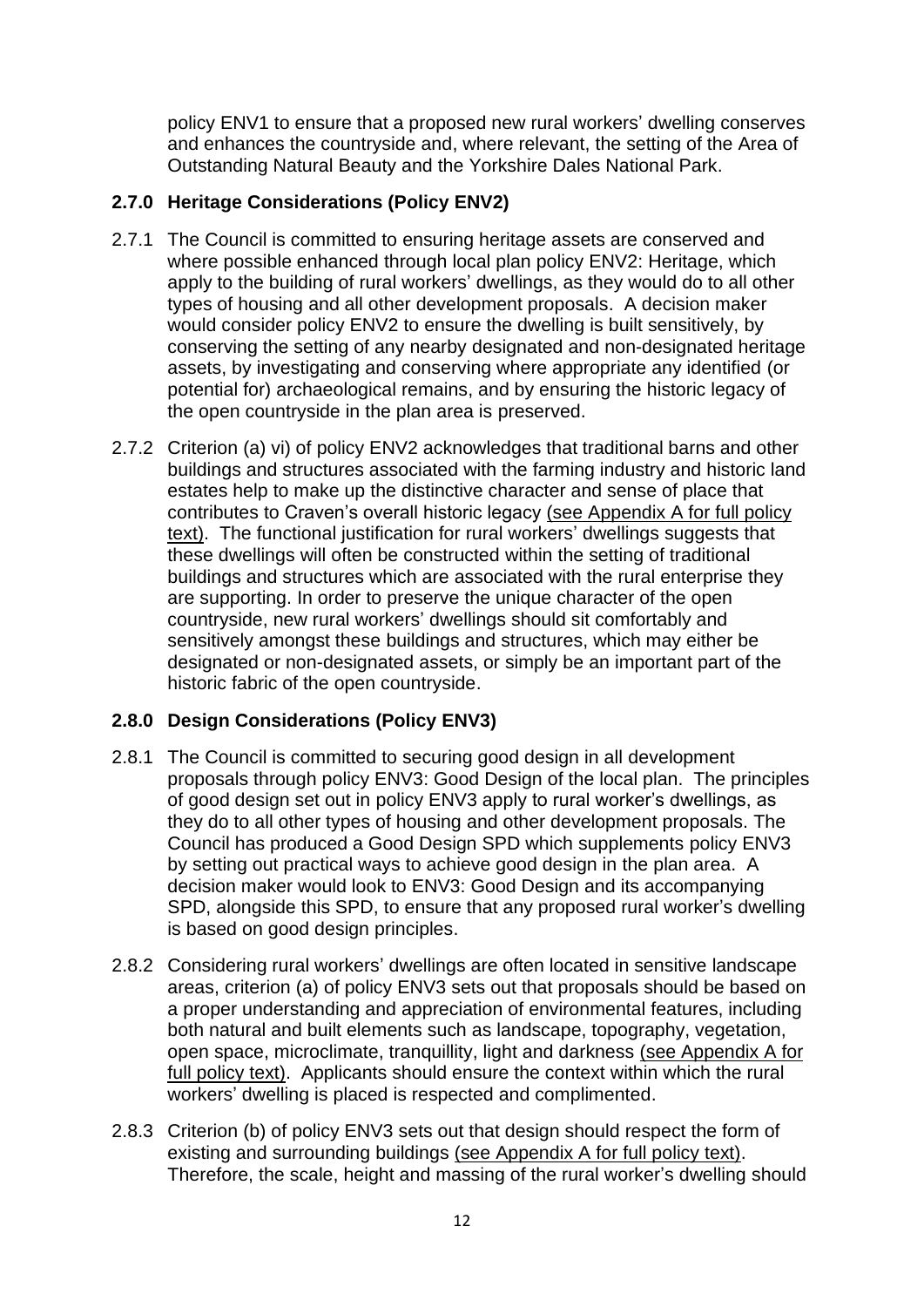policy ENV1 to ensure that a proposed new rural workers' dwelling conserves and enhances the countryside and, where relevant, the setting of the Area of Outstanding Natural Beauty and the Yorkshire Dales National Park.

### 2.7.0 Heritage Considerations (Policy ENV2)

2.7.1 The Council is committed to ensuring heritage assets are conserved and where possible enhanced through local plan policy ENV2: Heritage, which apply to the building of rural workers' dwellings, as they would do to all other types of housing and all other development proposals. A decision maker would consider policy ENV2 to ensure the dwelling is built sensitively, by conserving the setting of any nearby designated and non-designated heritage assets, by investigating and conserving where appropriate any identified (or potential for) archaeological remains, and by ensuring the historic legacy of the open countryside in the plan area is preserved.

2.7.2 Criterion (a) vi) of policy ENV2 acknowledges that traditional barns and other buildings and structures associated with the farming industry and historic land estates help to make up the distinctive character and sense of place that contributes to Craven's overall historic legacy (see Appendix A for full policy text). The functional justification for rural workers' dwellings suggests that these dwellings will often be constructed within the setting of traditional buildings and structures which are associated with the rural enterprise they are supporting. In order to preserve the unique character of the open countryside, new rural workers' dwellings should sit comfortably and sensitively amongst these buildings and structures, which may either be designated or non-designated assets, or simply be an important part of the historic fabric of the open countryside.

### 2.8.0 Design Considerations (Policy ENV3)

2.8.1 The Council is committed to securing good design in all development proposals through policy ENV3: Good Design of the local plan. The principles of good design set out in policy ENV3 apply to rural worker's dwellings, as they do to all other types of housing and other development proposals. The Council has produced a Good Design SPD which supplements policy ENV3 by setting out practical ways to achieve good design in the plan area. A decision maker would look to ENV3: Good Design and its accompanying SPD, alongside this SPD, to ensure that any proposed rural worker's dwelling is based on good design principles.

2.8.2 Considering rural workers' dwellings are often located in sensitive landscape areas, criterion (a) of policy ENV3 sets out that proposals should be based on a proper understanding and appreciation of environmental features, including both natural and built elements such as landscape, topography, vegetation, open space, microclimate, tranquillity, light and darkness (see Appendix A for full policy text). Applicants should ensure the context within which the rural workers' dwelling is placed is respected and complimented.

2.8.3 Criterion (b) of policy ENV3 sets out that design should respect the form of existing and surrounding buildings (see Appendix A for full policy text). Therefore, the scale, height and massing of the rural worker's dwelling should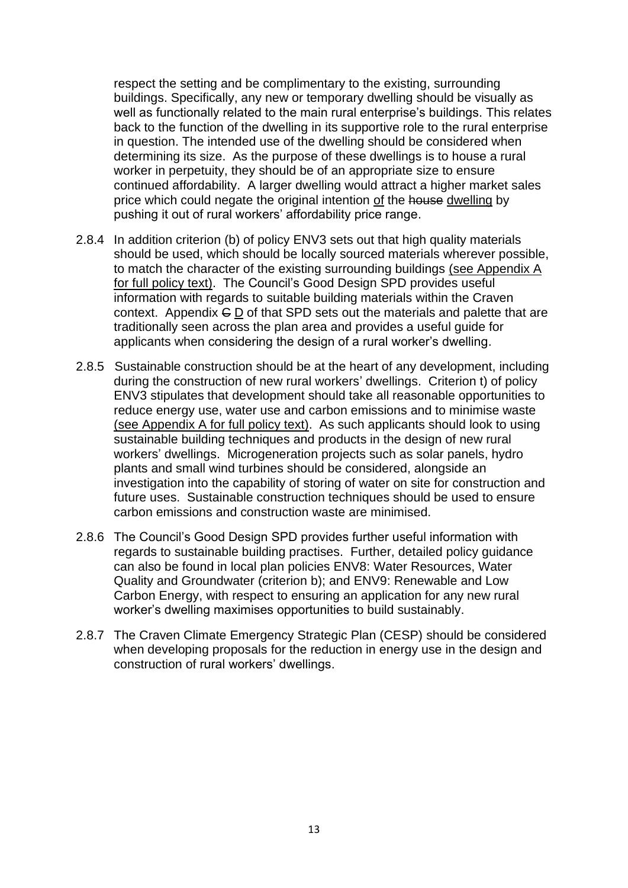respect the setting and be complimentary to the existing, surrounding buildings. Specifically, any new or temporary dwelling should be visually as well as functionally related to the main rural enterprise's buildings. This relates back to the function of the dwelling in its supportive role to the rural enterprise in question. The intended use of the dwelling should be considered when determining its size. As the purpose of these dwellings is to house a rural worker in perpetuity, they should be of an appropriate size to ensure continued affordability. A larger dwelling would attract a higher market sales price which could negate the original intention of the ~~house~~ dwelling by pushing it out of rural workers' affordability price range.

2.8.4 In addition criterion (b) of policy ENV3 sets out that high quality materials should be used, which should be locally sourced materials wherever possible, to match the character of the existing surrounding buildings (see Appendix A for full policy text). The Council's Good Design SPD provides useful information with regards to suitable building materials within the Craven context. Appendix ~~C~~ D of that SPD sets out the materials and palette that are traditionally seen across the plan area and provides a useful guide for applicants when considering the design of a rural worker's dwelling.

2.8.5 Sustainable construction should be at the heart of any development, including during the construction of new rural workers' dwellings. Criterion t) of policy ENV3 stipulates that development should take all reasonable opportunities to reduce energy use, water use and carbon emissions and to minimise waste (see Appendix A for full policy text). As such applicants should look to using sustainable building techniques and products in the design of new rural workers' dwellings. Microgeneration projects such as solar panels, hydro plants and small wind turbines should be considered, alongside an investigation into the capability of storing of water on site for construction and future uses. Sustainable construction techniques should be used to ensure carbon emissions and construction waste are minimised.

2.8.6 The Council's Good Design SPD provides further useful information with regards to sustainable building practises. Further, detailed policy guidance can also be found in local plan policies ENV8: Water Resources, Water Quality and Groundwater (criterion b); and ENV9: Renewable and Low Carbon Energy, with respect to ensuring an application for any new rural worker's dwelling maximises opportunities to build sustainably.

2.8.7 The Craven Climate Emergency Strategic Plan (CESP) should be considered when developing proposals for the reduction in energy use in the design and construction of rural workers' dwellings.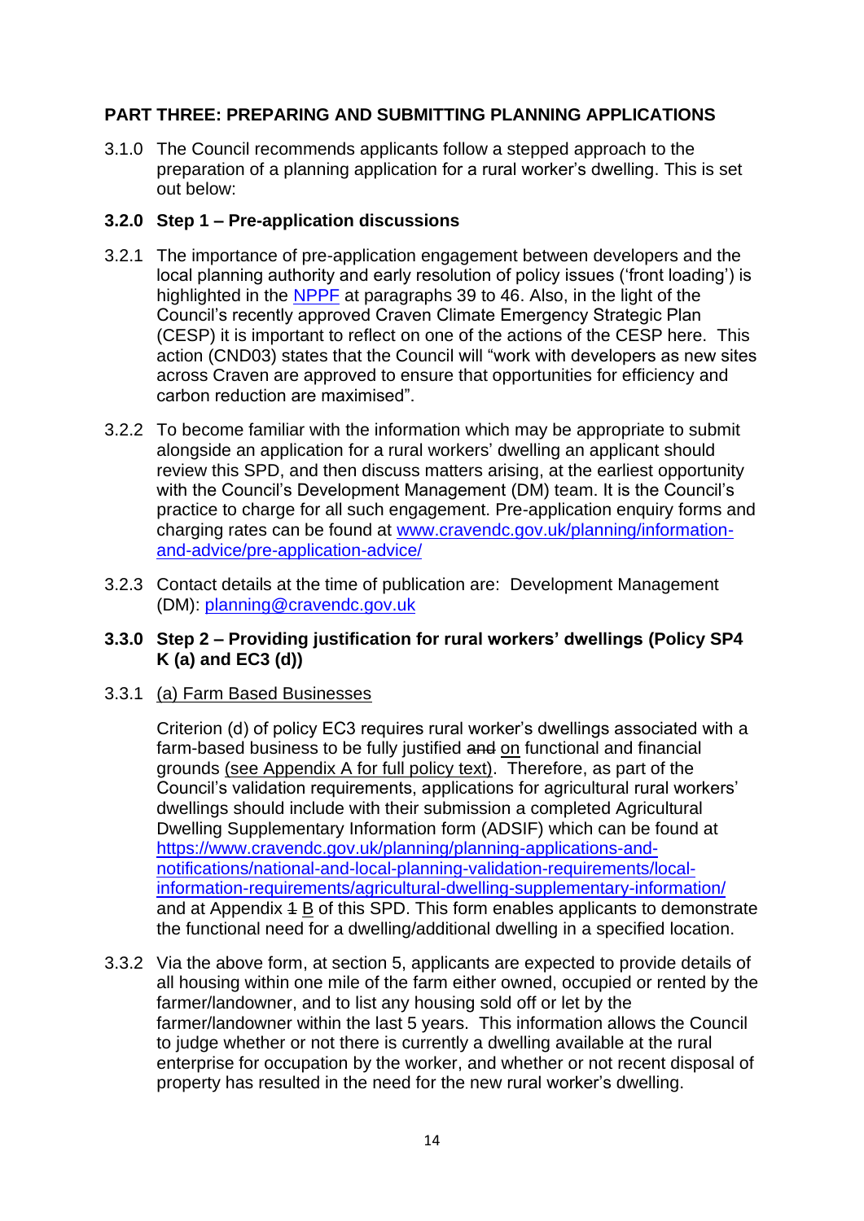## PART THREE: PREPARING AND SUBMITTING PLANNING APPLICATIONS

3.1.0 The Council recommends applicants follow a stepped approach to the preparation of a planning application for a rural worker's dwelling. This is set out below:

### 3.2.0 Step 1 – Pre-application discussions

3.2.1 The importance of pre-application engagement between developers and the local planning authority and early resolution of policy issues ('front loading') is highlighted in the [NPPF](#) at paragraphs 39 to 46. Also, in the light of the Council's recently approved Craven Climate Emergency Strategic Plan (CESP) it is important to reflect on one of the actions of the CESP here. This action (CND03) states that the Council will "work with developers as new sites across Craven are approved to ensure that opportunities for efficiency and carbon reduction are maximised".

3.2.2 To become familiar with the information which may be appropriate to submit alongside an application for a rural workers' dwelling an applicant should review this SPD, and then discuss matters arising, at the earliest opportunity with the Council's Development Management (DM) team. It is the Council's practice to charge for all such engagement. Pre-application enquiry forms and charging rates can be found at www.cravendc.gov.uk/planning/information-and-advice/pre-application-advice/

3.2.3 Contact details at the time of publication are: Development Management (DM): planning@cravendc.gov.uk

### 3.3.0 Step 2 – Providing justification for rural workers' dwellings (Policy SP4 K (a) and EC3 (d))

3.3.1 (a) Farm Based Businesses

Criterion (d) of policy EC3 requires rural worker's dwellings associated with a farm-based business to be fully justified ~~and~~ on functional and financial grounds (see Appendix A for full policy text). Therefore, as part of the Council's validation requirements, applications for agricultural rural workers' dwellings should include with their submission a completed Agricultural Dwelling Supplementary Information form (ADSIF) which can be found at https://www.cravendc.gov.uk/planning/planning-applications-and-notifications/national-and-local-planning-validation-requirements/local-information-requirements/agricultural-dwelling-supplementary-information/ and at Appendix ~~1~~ B of this SPD. This form enables applicants to demonstrate the functional need for a dwelling/additional dwelling in a specified location.

3.3.2 Via the above form, at section 5, applicants are expected to provide details of all housing within one mile of the farm either owned, occupied or rented by the farmer/landowner, and to list any housing sold off or let by the farmer/landowner within the last 5 years. This information allows the Council to judge whether or not there is currently a dwelling available at the rural enterprise for occupation by the worker, and whether or not recent disposal of property has resulted in the need for the new rural worker's dwelling.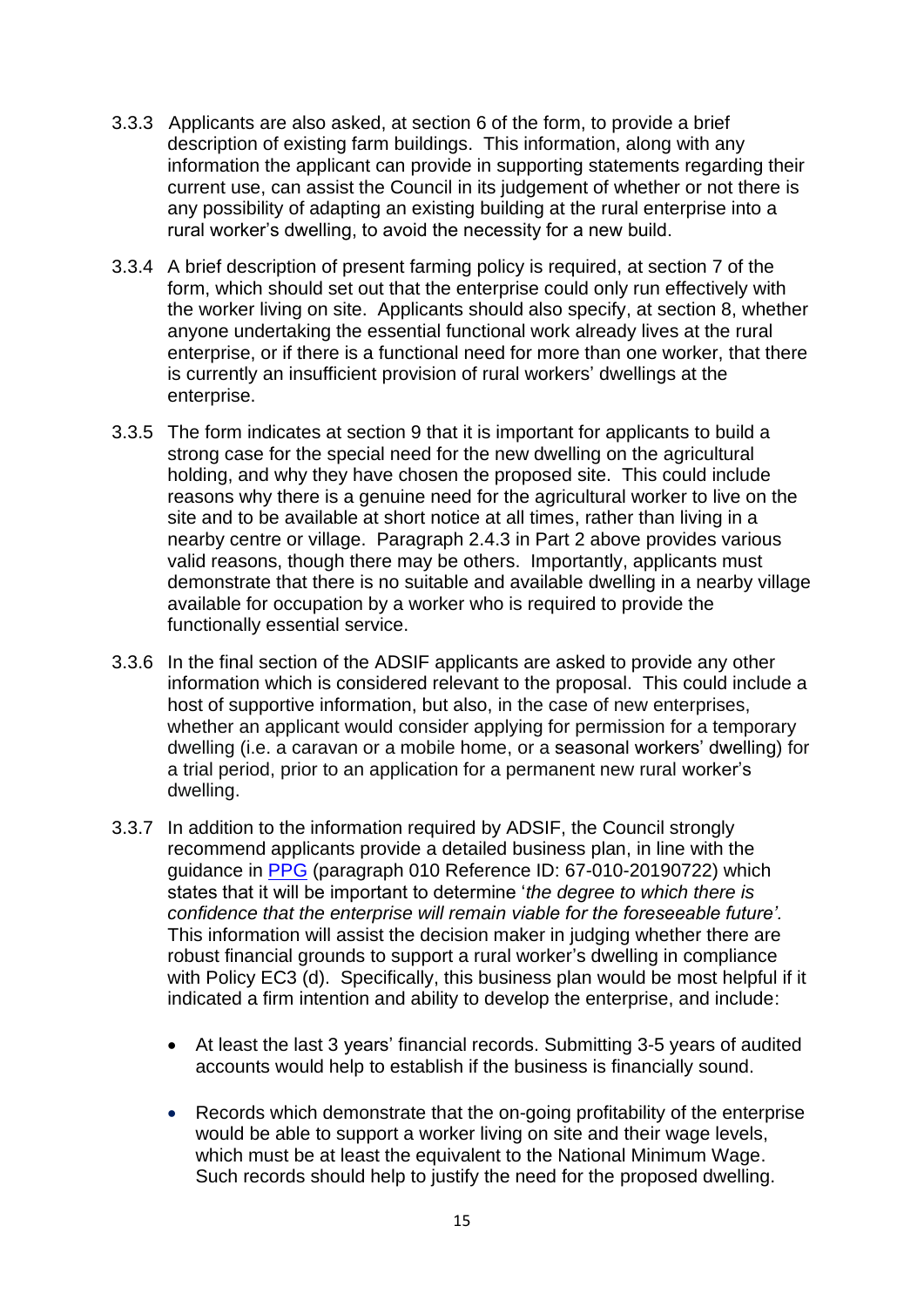3.3.3 Applicants are also asked, at section 6 of the form, to provide a brief description of existing farm buildings. This information, along with any information the applicant can provide in supporting statements regarding their current use, can assist the Council in its judgement of whether or not there is any possibility of adapting an existing building at the rural enterprise into a rural worker's dwelling, to avoid the necessity for a new build.

3.3.4 A brief description of present farming policy is required, at section 7 of the form, which should set out that the enterprise could only run effectively with the worker living on site. Applicants should also specify, at section 8, whether anyone undertaking the essential functional work already lives at the rural enterprise, or if there is a functional need for more than one worker, that there is currently an insufficient provision of rural workers' dwellings at the enterprise.

3.3.5 The form indicates at section 9 that it is important for applicants to build a strong case for the special need for the new dwelling on the agricultural holding, and why they have chosen the proposed site. This could include reasons why there is a genuine need for the agricultural worker to live on the site and to be available at short notice at all times, rather than living in a nearby centre or village. Paragraph 2.4.3 in Part 2 above provides various valid reasons, though there may be others. Importantly, applicants must demonstrate that there is no suitable and available dwelling in a nearby village available for occupation by a worker who is required to provide the functionally essential service.

3.3.6 In the final section of the ADSIF applicants are asked to provide any other information which is considered relevant to the proposal. This could include a host of supportive information, but also, in the case of new enterprises, whether an applicant would consider applying for permission for a temporary dwelling (i.e. a caravan or a mobile home, or a seasonal workers' dwelling) for a trial period, prior to an application for a permanent new rural worker's dwelling.

3.3.7 In addition to the information required by ADSIF, the Council strongly recommend applicants provide a detailed business plan, in line with the guidance in PPG (paragraph 010 Reference ID: 67-010-20190722) which states that it will be important to determine '*the degree to which there is confidence that the enterprise will remain viable for the foreseeable future'*. This information will assist the decision maker in judging whether there are robust financial grounds to support a rural worker's dwelling in compliance with Policy EC3 (d). Specifically, this business plan would be most helpful if it indicated a firm intention and ability to develop the enterprise, and include:

- At least the last 3 years' financial records. Submitting 3-5 years of audited accounts would help to establish if the business is financially sound.

- Records which demonstrate that the on-going profitability of the enterprise would be able to support a worker living on site and their wage levels, which must be at least the equivalent to the National Minimum Wage. Such records should help to justify the need for the proposed dwelling.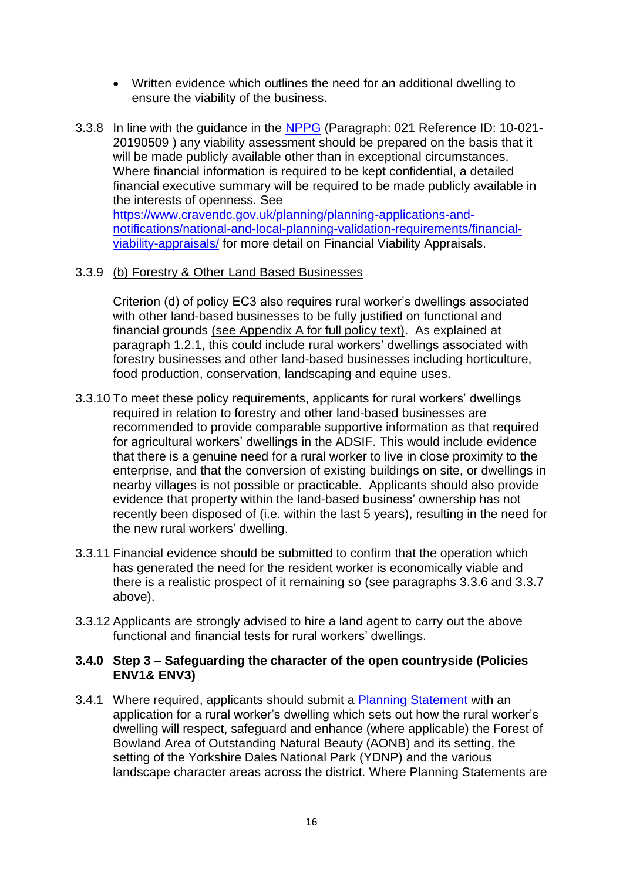- Written evidence which outlines the need for an additional dwelling to ensure the viability of the business.

3.3.8 In line with the guidance in the [NPPG](#) (Paragraph: 021 Reference ID: 10-021-20190509 ) any viability assessment should be prepared on the basis that it will be made publicly available other than in exceptional circumstances. Where financial information is required to be kept confidential, a detailed financial executive summary will be required to be made publicly available in the interests of openness. See [https://www.cravendc.gov.uk/planning/planning-applications-and-notifications/national-and-local-planning-validation-requirements/financial-viability-appraisals/](https://www.cravendc.gov.uk/planning/planning-applications-and-notifications/national-and-local-planning-validation-requirements/financial-viability-appraisals/) for more detail on Financial Viability Appraisals.

3.3.9 (b) Forestry & Other Land Based Businesses

Criterion (d) of policy EC3 also requires rural worker's dwellings associated with other land-based businesses to be fully justified on functional and financial grounds (see Appendix A for full policy text). As explained at paragraph 1.2.1, this could include rural workers' dwellings associated with forestry businesses and other land-based businesses including horticulture, food production, conservation, landscaping and equine uses.

3.3.10 To meet these policy requirements, applicants for rural workers' dwellings required in relation to forestry and other land-based businesses are recommended to provide comparable supportive information as that required for agricultural workers' dwellings in the ADSIF. This would include evidence that there is a genuine need for a rural worker to live in close proximity to the enterprise, and that the conversion of existing buildings on site, or dwellings in nearby villages is not possible or practicable. Applicants should also provide evidence that property within the land-based business' ownership has not recently been disposed of (i.e. within the last 5 years), resulting in the need for the new rural workers' dwelling.

3.3.11 Financial evidence should be submitted to confirm that the operation which has generated the need for the resident worker is economically viable and there is a realistic prospect of it remaining so (see paragraphs 3.3.6 and 3.3.7 above).

3.3.12 Applicants are strongly advised to hire a land agent to carry out the above functional and financial tests for rural workers' dwellings.

### 3.4.0 Step 3 – Safeguarding the character of the open countryside (Policies ENV1& ENV3)

3.4.1 Where required, applicants should submit a [Planning Statement](#) with an application for a rural worker's dwelling which sets out how the rural worker's dwelling will respect, safeguard and enhance (where applicable) the Forest of Bowland Area of Outstanding Natural Beauty (AONB) and its setting, the setting of the Yorkshire Dales National Park (YDNP) and the various landscape character areas across the district. Where Planning Statements are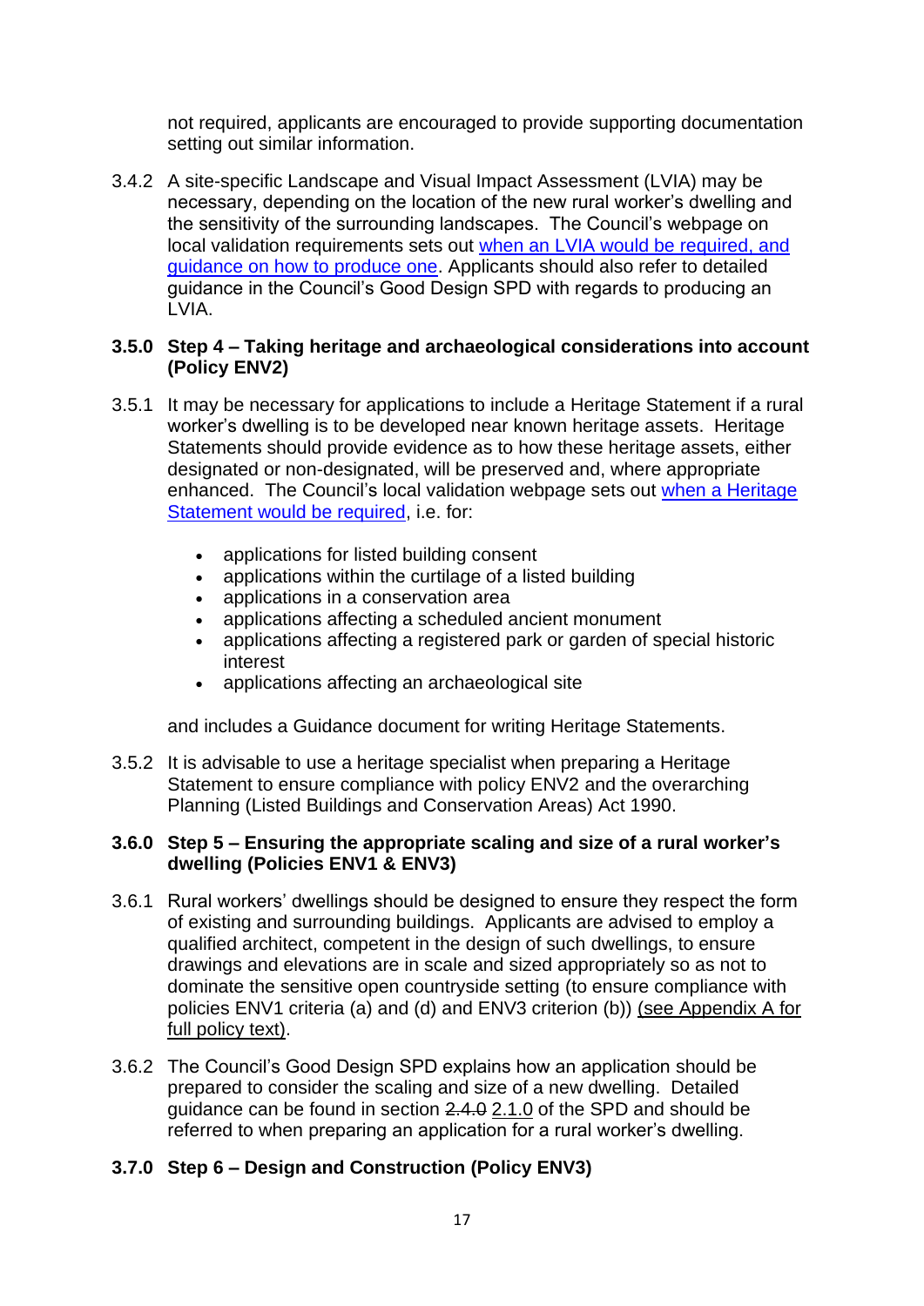not required, applicants are encouraged to provide supporting documentation setting out similar information.

3.4.2 A site-specific Landscape and Visual Impact Assessment (LVIA) may be necessary, depending on the location of the new rural worker's dwelling and the sensitivity of the surrounding landscapes. The Council's webpage on local validation requirements sets out when an LVIA would be required, and guidance on how to produce one. Applicants should also refer to detailed guidance in the Council's Good Design SPD with regards to producing an LVIA.

### 3.5.0 Step 4 – Taking heritage and archaeological considerations into account (Policy ENV2)

3.5.1 It may be necessary for applications to include a Heritage Statement if a rural worker's dwelling is to be developed near known heritage assets. Heritage Statements should provide evidence as to how these heritage assets, either designated or non-designated, will be preserved and, where appropriate enhanced. The Council's local validation webpage sets out when a Heritage Statement would be required, i.e. for:

- applications for listed building consent
- applications within the curtilage of a listed building
- applications in a conservation area
- applications affecting a scheduled ancient monument
- applications affecting a registered park or garden of special historic interest
- applications affecting an archaeological site

and includes a Guidance document for writing Heritage Statements.

3.5.2 It is advisable to use a heritage specialist when preparing a Heritage Statement to ensure compliance with policy ENV2 and the overarching Planning (Listed Buildings and Conservation Areas) Act 1990.

### 3.6.0 Step 5 – Ensuring the appropriate scaling and size of a rural worker's dwelling (Policies ENV1 & ENV3)

3.6.1 Rural workers' dwellings should be designed to ensure they respect the form of existing and surrounding buildings. Applicants are advised to employ a qualified architect, competent in the design of such dwellings, to ensure drawings and elevations are in scale and sized appropriately so as not to dominate the sensitive open countryside setting (to ensure compliance with policies ENV1 criteria (a) and (d) and ENV3 criterion (b)) (see Appendix A for full policy text).

3.6.2 The Council's Good Design SPD explains how an application should be prepared to consider the scaling and size of a new dwelling. Detailed guidance can be found in section ~~2.4.0~~ 2.1.0 of the SPD and should be referred to when preparing an application for a rural worker's dwelling.

### 3.7.0 Step 6 – Design and Construction (Policy ENV3)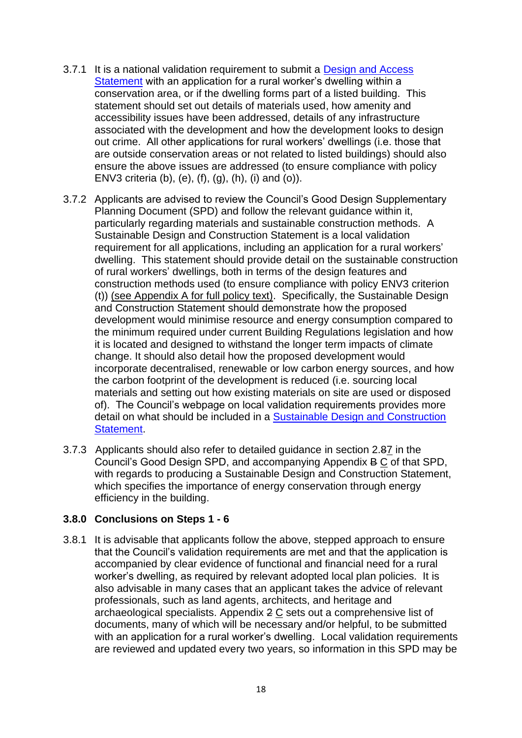3.7.1 It is a national validation requirement to submit a Design and Access Statement with an application for a rural worker's dwelling within a conservation area, or if the dwelling forms part of a listed building. This statement should set out details of materials used, how amenity and accessibility issues have been addressed, details of any infrastructure associated with the development and how the development looks to design out crime. All other applications for rural workers' dwellings (i.e. those that are outside conservation areas or not related to listed buildings) should also ensure the above issues are addressed (to ensure compliance with policy ENV3 criteria (b), (e), (f), (g), (h), (i) and (o)).

3.7.2 Applicants are advised to review the Council's Good Design Supplementary Planning Document (SPD) and follow the relevant guidance within it, particularly regarding materials and sustainable construction methods. A Sustainable Design and Construction Statement is a local validation requirement for all applications, including an application for a rural workers' dwelling. This statement should provide detail on the sustainable construction of rural workers' dwellings, both in terms of the design features and construction methods used (to ensure compliance with policy ENV3 criterion (t)) (see Appendix A for full policy text). Specifically, the Sustainable Design and Construction Statement should demonstrate how the proposed development would minimise resource and energy consumption compared to the minimum required under current Building Regulations legislation and how it is located and designed to withstand the longer term impacts of climate change. It should also detail how the proposed development would incorporate decentralised, renewable or low carbon energy sources, and how the carbon footprint of the development is reduced (i.e. sourcing local materials and setting out how existing materials on site are used or disposed of). The Council's webpage on local validation requirements provides more detail on what should be included in a Sustainable Design and Construction Statement.

3.7.3 Applicants should also refer to detailed guidance in section 2.~~8~~7 in the Council's Good Design SPD, and accompanying Appendix ~~B~~ C of that SPD, with regards to producing a Sustainable Design and Construction Statement, which specifies the importance of energy conservation through energy efficiency in the building.

### 3.8.0 Conclusions on Steps 1 - 6

3.8.1 It is advisable that applicants follow the above, stepped approach to ensure that the Council's validation requirements are met and that the application is accompanied by clear evidence of functional and financial need for a rural worker's dwelling, as required by relevant adopted local plan policies. It is also advisable in many cases that an applicant takes the advice of relevant professionals, such as land agents, architects, and heritage and archaeological specialists. Appendix ~~2~~ C sets out a comprehensive list of documents, many of which will be necessary and/or helpful, to be submitted with an application for a rural worker's dwelling. Local validation requirements are reviewed and updated every two years, so information in this SPD may be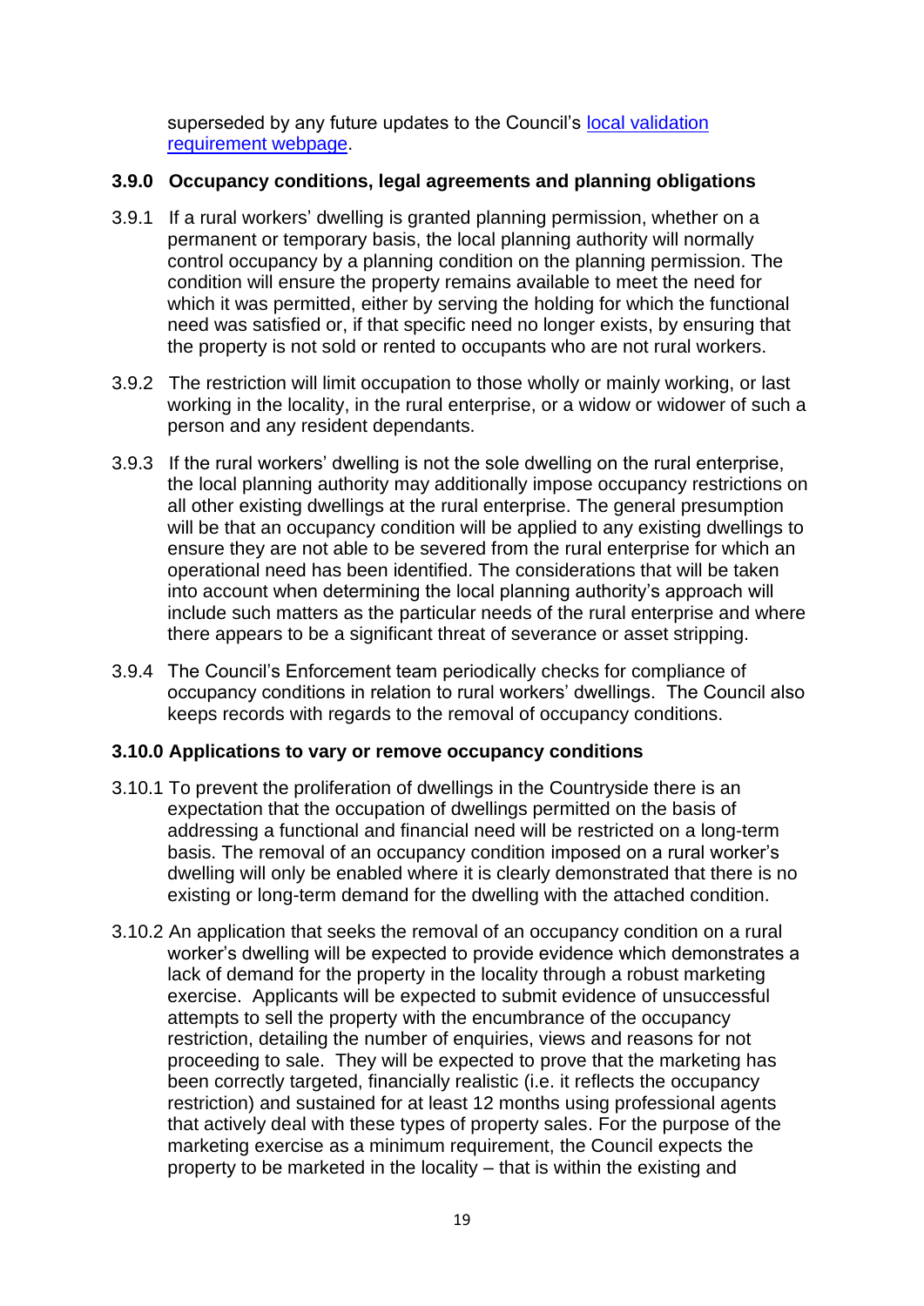superseded by any future updates to the Council's [local validation requirement webpage](#).

### 3.9.0 Occupancy conditions, legal agreements and planning obligations

3.9.1 If a rural workers' dwelling is granted planning permission, whether on a permanent or temporary basis, the local planning authority will normally control occupancy by a planning condition on the planning permission. The condition will ensure the property remains available to meet the need for which it was permitted, either by serving the holding for which the functional need was satisfied or, if that specific need no longer exists, by ensuring that the property is not sold or rented to occupants who are not rural workers.

3.9.2 The restriction will limit occupation to those wholly or mainly working, or last working in the locality, in the rural enterprise, or a widow or widower of such a person and any resident dependants.

3.9.3 If the rural workers' dwelling is not the sole dwelling on the rural enterprise, the local planning authority may additionally impose occupancy restrictions on all other existing dwellings at the rural enterprise. The general presumption will be that an occupancy condition will be applied to any existing dwellings to ensure they are not able to be severed from the rural enterprise for which an operational need has been identified. The considerations that will be taken into account when determining the local planning authority's approach will include such matters as the particular needs of the rural enterprise and where there appears to be a significant threat of severance or asset stripping.

3.9.4 The Council's Enforcement team periodically checks for compliance of occupancy conditions in relation to rural workers' dwellings. The Council also keeps records with regards to the removal of occupancy conditions.

### 3.10.0 Applications to vary or remove occupancy conditions

3.10.1 To prevent the proliferation of dwellings in the Countryside there is an expectation that the occupation of dwellings permitted on the basis of addressing a functional and financial need will be restricted on a long-term basis. The removal of an occupancy condition imposed on a rural worker's dwelling will only be enabled where it is clearly demonstrated that there is no existing or long-term demand for the dwelling with the attached condition.

3.10.2 An application that seeks the removal of an occupancy condition on a rural worker's dwelling will be expected to provide evidence which demonstrates a lack of demand for the property in the locality through a robust marketing exercise. Applicants will be expected to submit evidence of unsuccessful attempts to sell the property with the encumbrance of the occupancy restriction, detailing the number of enquiries, views and reasons for not proceeding to sale. They will be expected to prove that the marketing has been correctly targeted, financially realistic (i.e. it reflects the occupancy restriction) and sustained for at least 12 months using professional agents that actively deal with these types of property sales. For the purpose of the marketing exercise as a minimum requirement, the Council expects the property to be marketed in the locality – that is within the existing and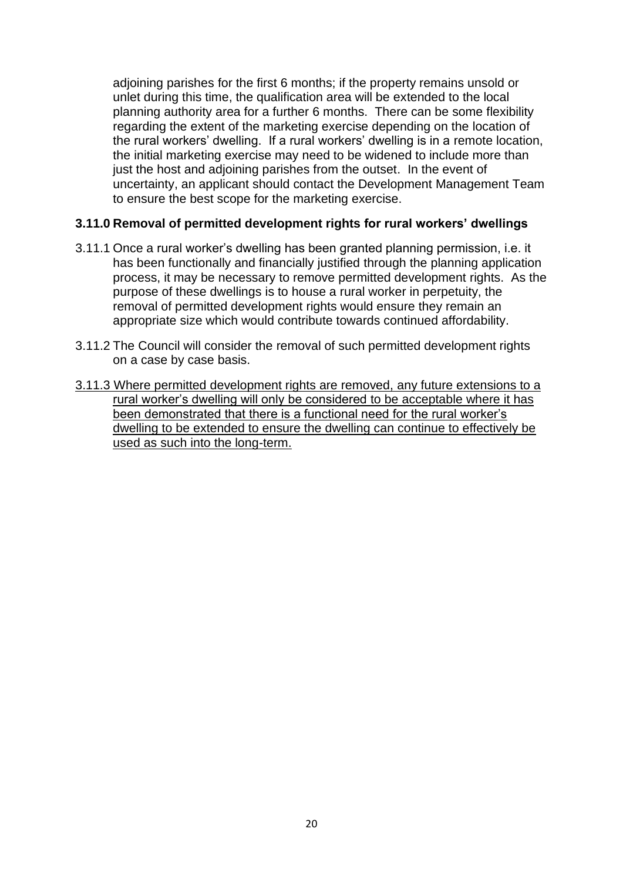adjoining parishes for the first 6 months; if the property remains unsold or unlet during this time, the qualification area will be extended to the local planning authority area for a further 6 months. There can be some flexibility regarding the extent of the marketing exercise depending on the location of the rural workers' dwelling. If a rural workers' dwelling is in a remote location, the initial marketing exercise may need to be widened to include more than just the host and adjoining parishes from the outset. In the event of uncertainty, an applicant should contact the Development Management Team to ensure the best scope for the marketing exercise.

### 3.11.0 Removal of permitted development rights for rural workers' dwellings

3.11.1 Once a rural worker's dwelling has been granted planning permission, i.e. it has been functionally and financially justified through the planning application process, it may be necessary to remove permitted development rights. As the purpose of these dwellings is to house a rural worker in perpetuity, the removal of permitted development rights would ensure they remain an appropriate size which would contribute towards continued affordability.

3.11.2 The Council will consider the removal of such permitted development rights on a case by case basis.

<u>3.11.3 Where permitted development rights are removed, any future extensions to a rural worker's dwelling will only be considered to be acceptable where it has been demonstrated that there is a functional need for the rural worker's dwelling to be extended to ensure the dwelling can continue to effectively be used as such into the long-term.</u>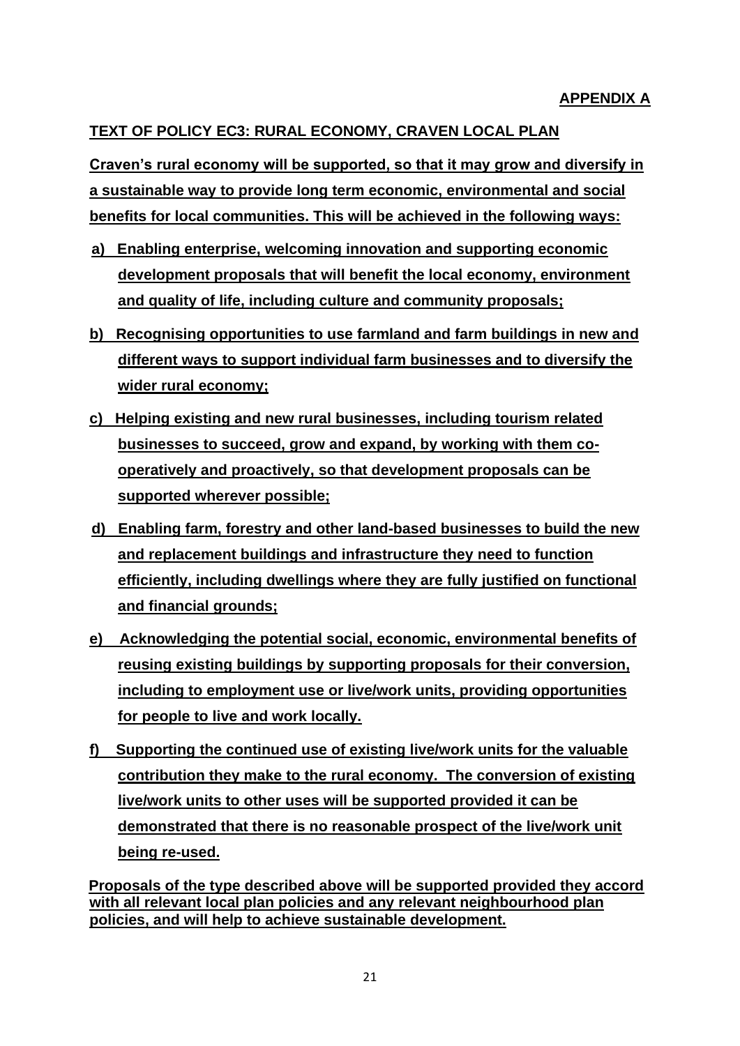**APPENDIX A**

**TEXT OF POLICY EC3: RURAL ECONOMY, CRAVEN LOCAL PLAN**

**Craven's rural economy will be supported, so that it may grow and diversify in a sustainable way to provide long term economic, environmental and social benefits for local communities. This will be achieved in the following ways:**

- **a) Enabling enterprise, welcoming innovation and supporting economic development proposals that will benefit the local economy, environment and quality of life, including culture and community proposals;**
- **b) Recognising opportunities to use farmland and farm buildings in new and different ways to support individual farm businesses and to diversify the wider rural economy;**
- **c) Helping existing and new rural businesses, including tourism related businesses to succeed, grow and expand, by working with them co-operatively and proactively, so that development proposals can be supported wherever possible;**
- **d) Enabling farm, forestry and other land-based businesses to build the new and replacement buildings and infrastructure they need to function efficiently, including dwellings where they are fully justified on functional and financial grounds;**
- **e) Acknowledging the potential social, economic, environmental benefits of reusing existing buildings by supporting proposals for their conversion, including to employment use or live/work units, providing opportunities for people to live and work locally.**
- **f) Supporting the continued use of existing live/work units for the valuable contribution they make to the rural economy. The conversion of existing live/work units to other uses will be supported provided it can be demonstrated that there is no reasonable prospect of the live/work unit being re-used.**

**Proposals of the type described above will be supported provided they accord with all relevant local plan policies and any relevant neighbourhood plan policies, and will help to achieve sustainable development.**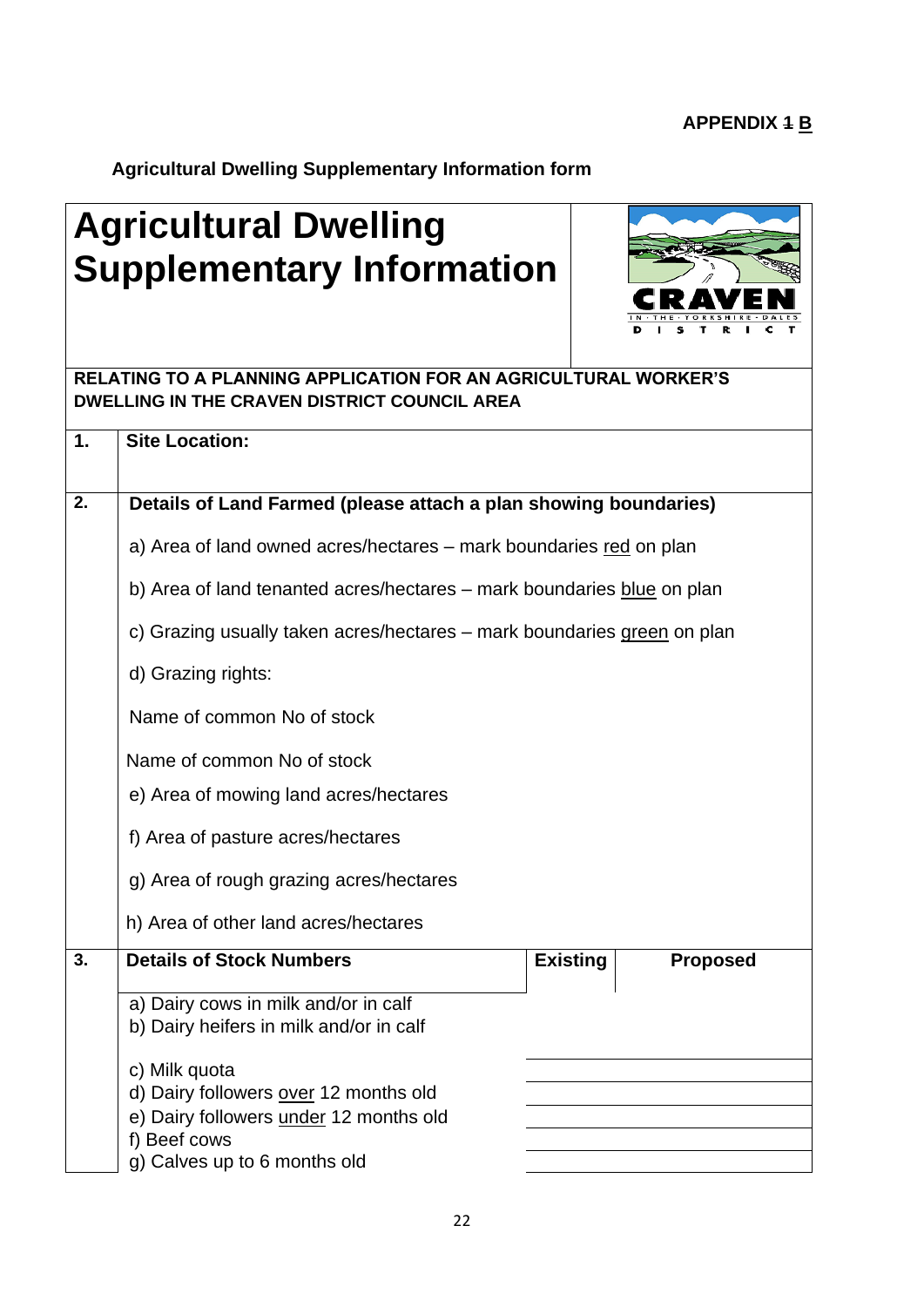**APPENDIX ~~1~~ B**

**Agricultural Dwelling Supplementary Information form**

# Agricultural Dwelling Supplementary Information

**RELATING TO A PLANNING APPLICATION FOR AN AGRICULTURAL WORKER'S DWELLING IN THE CRAVEN DISTRICT COUNCIL AREA**

| | | | |
|---|---|---|---|
| **1.** | **Site Location:** | | |
| **2.** | **Details of Land Farmed (please attach a plan showing boundaries)** | | |
| | a) Area of land owned acres/hectares – mark boundaries red on plan | | |
| | b) Area of land tenanted acres/hectares – mark boundaries blue on plan | | |
| | c) Grazing usually taken acres/hectares – mark boundaries green on plan | | |
| | d) Grazing rights: | | |
| | Name of common No of stock | | |
| | Name of common No of stock | | |
| | e) Area of mowing land acres/hectares | | |
| | f) Area of pasture acres/hectares | | |
| | g) Area of rough grazing acres/hectares | | |
| | h) Area of other land acres/hectares | | |
| **3.** | **Details of Stock Numbers** | **Existing** | **Proposed** |
| | a) Dairy cows in milk and/or in calf | | |
| | b) Dairy heifers in milk and/or in calf | | |
| | c) Milk quota | | |
| | d) Dairy followers over 12 months old | | |
| | e) Dairy followers under 12 months old | | |
| | f) Beef cows | | |
| | g) Calves up to 6 months old | | |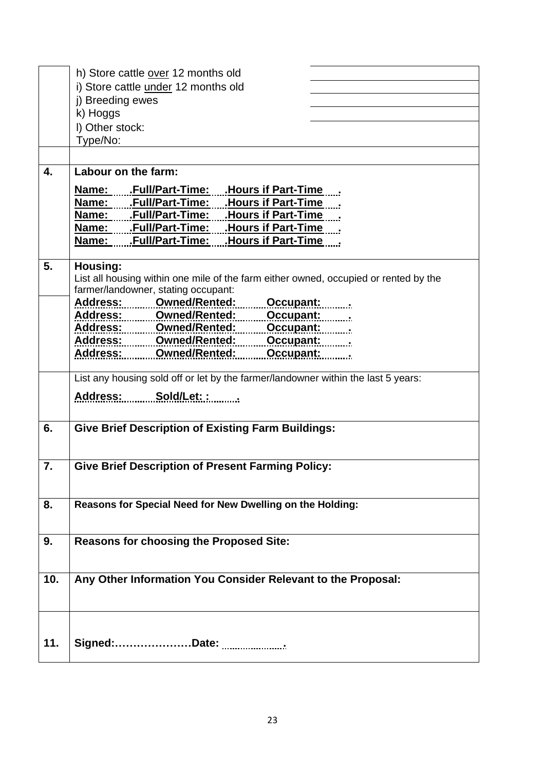| | | |
|---|---|---|
| | h) Store cattle over 12 months old | |
| | i) Store cattle under 12 months old | |
| | j) Breeding ewes | |
| | k) Hoggs | |
| | l) Other stock:<br>Type/No: | |
| | | |
| **4.** | **Labour on the farm:**<br><br>**Name: .Full/Part-Time: .Hours if Part-Time .**<br>**Name: .Full/Part-Time: .Hours if Part-Time .**<br>**Name: .Full/Part-Time: .Hours if Part-Time .**<br>**Name: .Full/Part-Time: .Hours if Part-Time .**<br>**Name: .Full/Part-Time: .Hours if Part-Time .** | |
| **5.** | **Housing:**<br>List all housing within one mile of the farm either owned, occupied or rented by the farmer/landowner, stating occupant: | |
| | **Address: Owned/Rented: Occupant: .**<br>**Address: Owned/Rented: Occupant: .**<br>**Address: Owned/Rented: Occupant: .**<br>**Address: Owned/Rented: Occupant: .**<br>**Address: Owned/Rented: Occupant: .** | |
| | List any housing sold off or let by the farmer/landowner within the last 5 years:<br><br>**Address: Sold/Let: : .** | |
| **6.** | **Give Brief Description of Existing Farm Buildings:** | |
| **7.** | **Give Brief Description of Present Farming Policy:** | |
| **8.** | **Reasons for Special Need for New Dwelling on the Holding:** | |
| **9.** | **Reasons for choosing the Proposed Site:** | |
| **10.** | **Any Other Information You Consider Relevant to the Proposal:** | |
| **11.** | **Signed:…………………Date: .** | |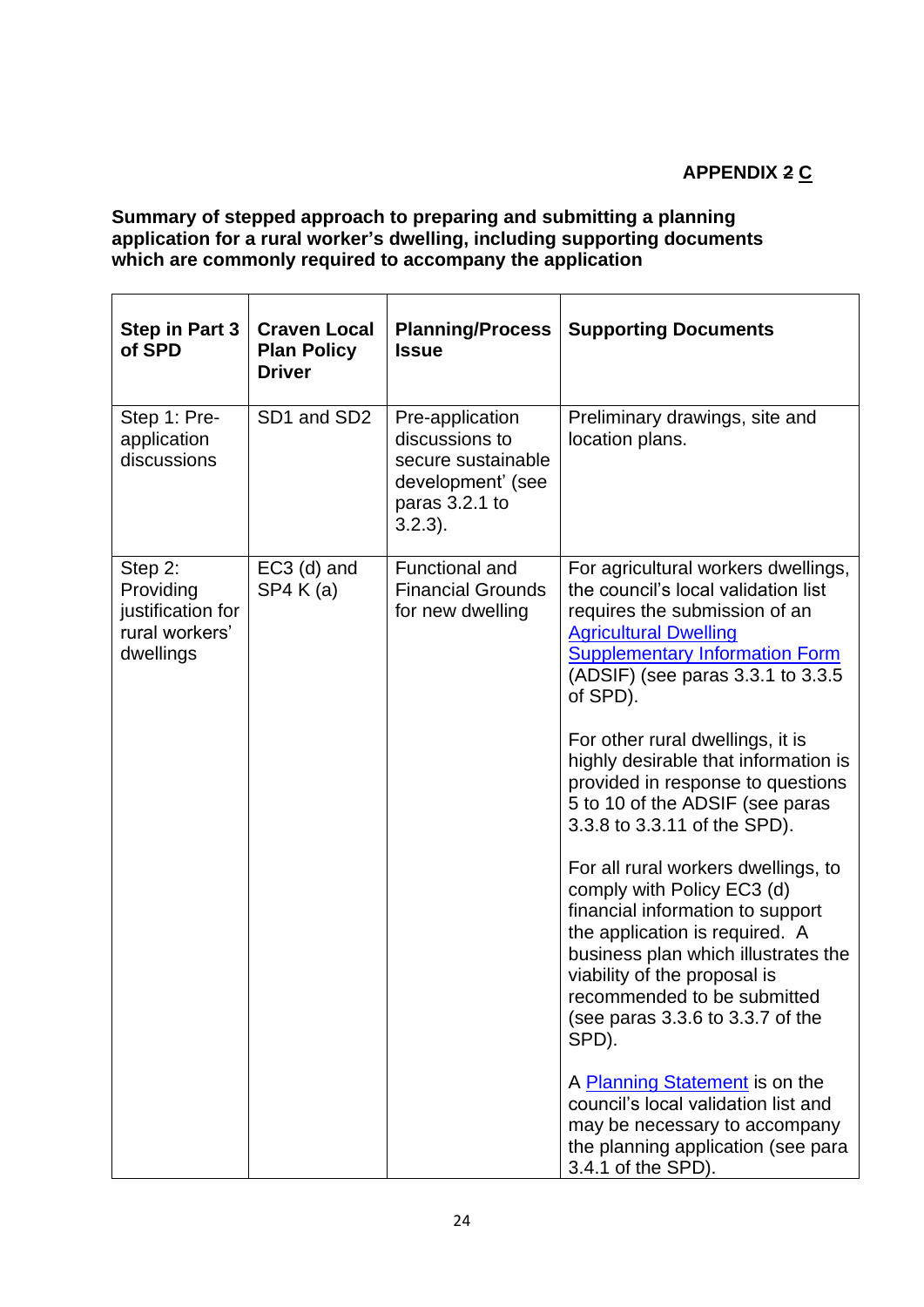**APPENDIX ~~2~~ C**

**Summary of stepped approach to preparing and submitting a planning application for a rural worker's dwelling, including supporting documents which are commonly required to accompany the application**

| Step in Part 3 of SPD | Craven Local Plan Policy Driver | Planning/Process Issue | Supporting Documents |
|---|---|---|---|
| Step 1: Pre-application discussions | SD1 and SD2 | Pre-application discussions to secure sustainable development' (see paras 3.2.1 to 3.2.3). | Preliminary drawings, site and location plans. |
| Step 2: Providing justification for rural workers' dwellings | EC3 (d) and SP4 K (a) | Functional and Financial Grounds for new dwelling | For agricultural workers dwellings, the council's local validation list requires the submission of an Agricultural Dwelling Supplementary Information Form (ADSIF) (see paras 3.3.1 to 3.3.5 of SPD).<br><br>For other rural dwellings, it is highly desirable that information is provided in response to questions 5 to 10 of the ADSIF (see paras 3.3.8 to 3.3.11 of the SPD).<br><br>For all rural workers dwellings, to comply with Policy EC3 (d) financial information to support the application is required. A business plan which illustrates the viability of the proposal is recommended to be submitted (see paras 3.3.6 to 3.3.7 of the SPD).<br><br>A Planning Statement is on the council's local validation list and may be necessary to accompany the planning application (see para 3.4.1 of the SPD). |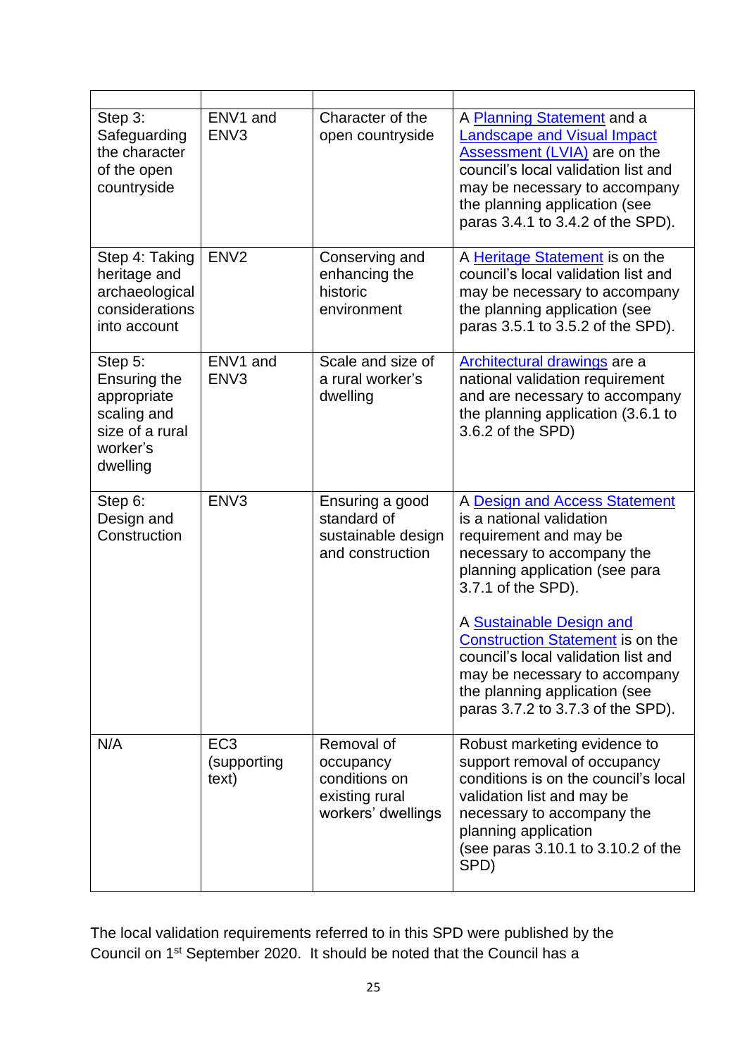| | | | |
|---|---|---|---|
| Step 3: Safeguarding the character of the open countryside | ENV1 and ENV3 | Character of the open countryside | A Planning Statement and a Landscape and Visual Impact Assessment (LVIA) are on the council's local validation list and may be necessary to accompany the planning application (see paras 3.4.1 to 3.4.2 of the SPD). |
| Step 4: Taking heritage and archaeological considerations into account | ENV2 | Conserving and enhancing the historic environment | A Heritage Statement is on the council's local validation list and may be necessary to accompany the planning application (see paras 3.5.1 to 3.5.2 of the SPD). |
| Step 5: Ensuring the appropriate scaling and size of a rural worker's dwelling | ENV1 and ENV3 | Scale and size of a rural worker's dwelling | Architectural drawings are a national validation requirement and are necessary to accompany the planning application (3.6.1 to 3.6.2 of the SPD) |
| Step 6: Design and Construction | ENV3 | Ensuring a good standard of sustainable design and construction | A Design and Access Statement is a national validation requirement and may be necessary to accompany the planning application (see para 3.7.1 of the SPD).<br><br>A Sustainable Design and Construction Statement is on the council's local validation list and may be necessary to accompany the planning application (see paras 3.7.2 to 3.7.3 of the SPD). |
| N/A | EC3 (supporting text) | Removal of occupancy conditions on existing rural workers' dwellings | Robust marketing evidence to support removal of occupancy conditions is on the council's local validation list and may be necessary to accompany the planning application (see paras 3.10.1 to 3.10.2 of the SPD) |

The local validation requirements referred to in this SPD were published by the Council on 1st September 2020. It should be noted that the Council has a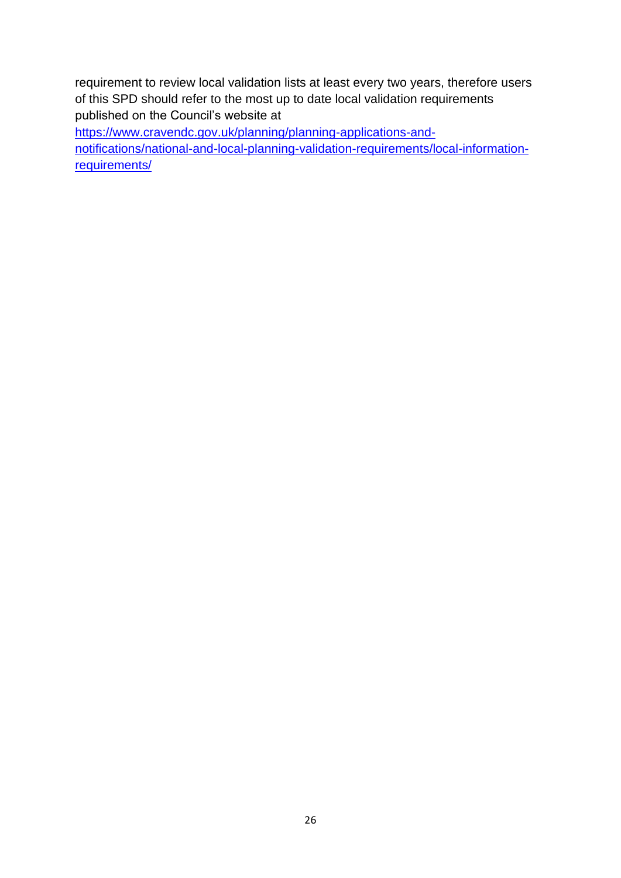requirement to review local validation lists at least every two years, therefore users of this SPD should refer to the most up to date local validation requirements published on the Council's website at https://www.cravendc.gov.uk/planning/planning-applications-and-notifications/national-and-local-planning-validation-requirements/local-information-requirements/